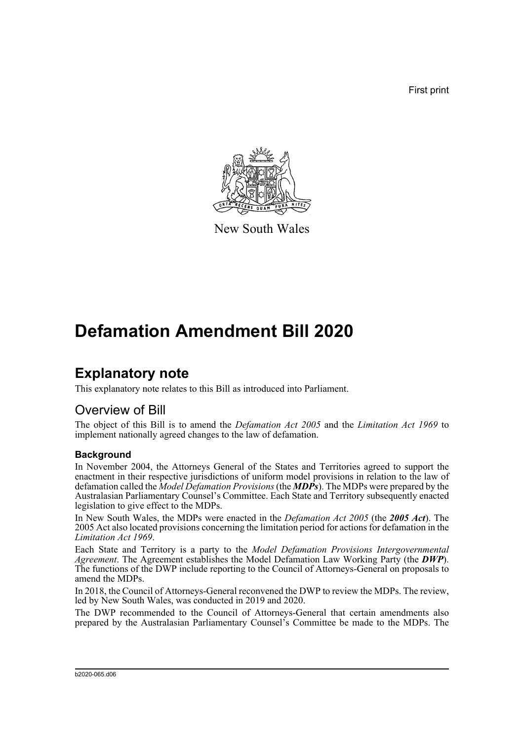First print

New South Wales

# Defamation Amendment Bill 2020

## Explanatory note

This explanatory note relates to this Bill as introduced into Parliament.

## Overview of Bill

The object of this Bill is to amend the *Defamation Act 2005* and the *Limitation Act 1969* to implement nationally agreed changes to the law of defamation.

### Background

In November 2004, the Attorneys General of the States and Territories agreed to support the enactment in their respective jurisdictions of uniform model provisions in relation to the law of defamation called the *Model Defamation Provisions* (the ***MDPs***). The MDPs were prepared by the Australasian Parliamentary Counsel's Committee. Each State and Territory subsequently enacted legislation to give effect to the MDPs.

In New South Wales, the MDPs were enacted in the *Defamation Act 2005* (the ***2005 Act***). The 2005 Act also located provisions concerning the limitation period for actions for defamation in the *Limitation Act 1969*.

Each State and Territory is a party to the *Model Defamation Provisions Intergovernmental Agreement*. The Agreement establishes the Model Defamation Law Working Party (the ***DWP***). The functions of the DWP include reporting to the Council of Attorneys-General on proposals to amend the MDPs.

In 2018, the Council of Attorneys-General reconvened the DWP to review the MDPs. The review, led by New South Wales, was conducted in 2019 and 2020.

The DWP recommended to the Council of Attorneys-General that certain amendments also prepared by the Australasian Parliamentary Counsel's Committee be made to the MDPs. The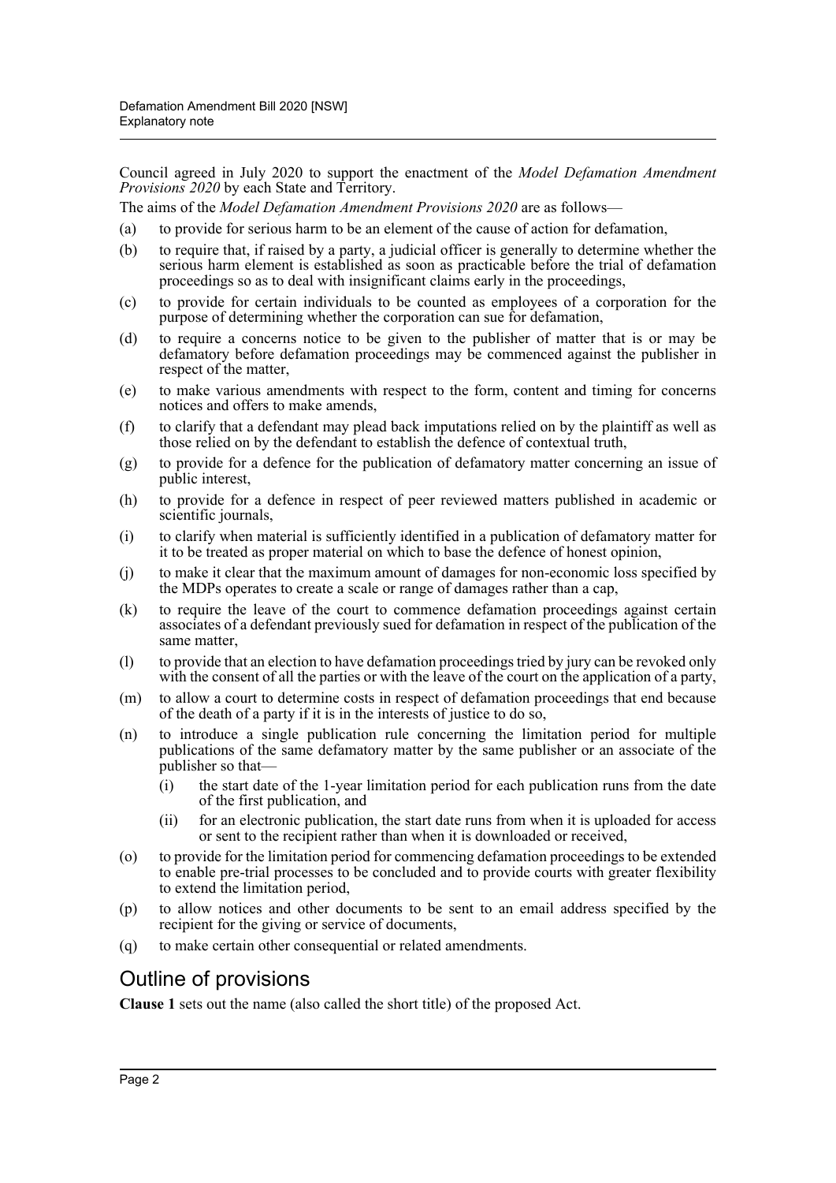Council agreed in July 2020 to support the enactment of the *Model Defamation Amendment Provisions 2020* by each State and Territory.

The aims of the *Model Defamation Amendment Provisions 2020* are as follows—

(a) to provide for serious harm to be an element of the cause of action for defamation,

(b) to require that, if raised by a party, a judicial officer is generally to determine whether the serious harm element is established as soon as practicable before the trial of defamation proceedings so as to deal with insignificant claims early in the proceedings,

(c) to provide for certain individuals to be counted as employees of a corporation for the purpose of determining whether the corporation can sue for defamation,

(d) to require a concerns notice to be given to the publisher of matter that is or may be defamatory before defamation proceedings may be commenced against the publisher in respect of the matter,

(e) to make various amendments with respect to the form, content and timing for concerns notices and offers to make amends,

(f) to clarify that a defendant may plead back imputations relied on by the plaintiff as well as those relied on by the defendant to establish the defence of contextual truth,

(g) to provide for a defence for the publication of defamatory matter concerning an issue of public interest,

(h) to provide for a defence in respect of peer reviewed matters published in academic or scientific journals,

(i) to clarify when material is sufficiently identified in a publication of defamatory matter for it to be treated as proper material on which to base the defence of honest opinion,

(j) to make it clear that the maximum amount of damages for non-economic loss specified by the MDPs operates to create a scale or range of damages rather than a cap,

(k) to require the leave of the court to commence defamation proceedings against certain associates of a defendant previously sued for defamation in respect of the publication of the same matter,

(l) to provide that an election to have defamation proceedings tried by jury can be revoked only with the consent of all the parties or with the leave of the court on the application of a party,

(m) to allow a court to determine costs in respect of defamation proceedings that end because of the death of a party if it is in the interests of justice to do so,

(n) to introduce a single publication rule concerning the limitation period for multiple publications of the same defamatory matter by the same publisher or an associate of the publisher so that—

  (i) the start date of the 1-year limitation period for each publication runs from the date of the first publication, and

  (ii) for an electronic publication, the start date runs from when it is uploaded for access or sent to the recipient rather than when it is downloaded or received,

(o) to provide for the limitation period for commencing defamation proceedings to be extended to enable pre-trial processes to be concluded and to provide courts with greater flexibility to extend the limitation period,

(p) to allow notices and other documents to be sent to an email address specified by the recipient for the giving or service of documents,

(q) to make certain other consequential or related amendments.

## Outline of provisions

**Clause 1** sets out the name (also called the short title) of the proposed Act.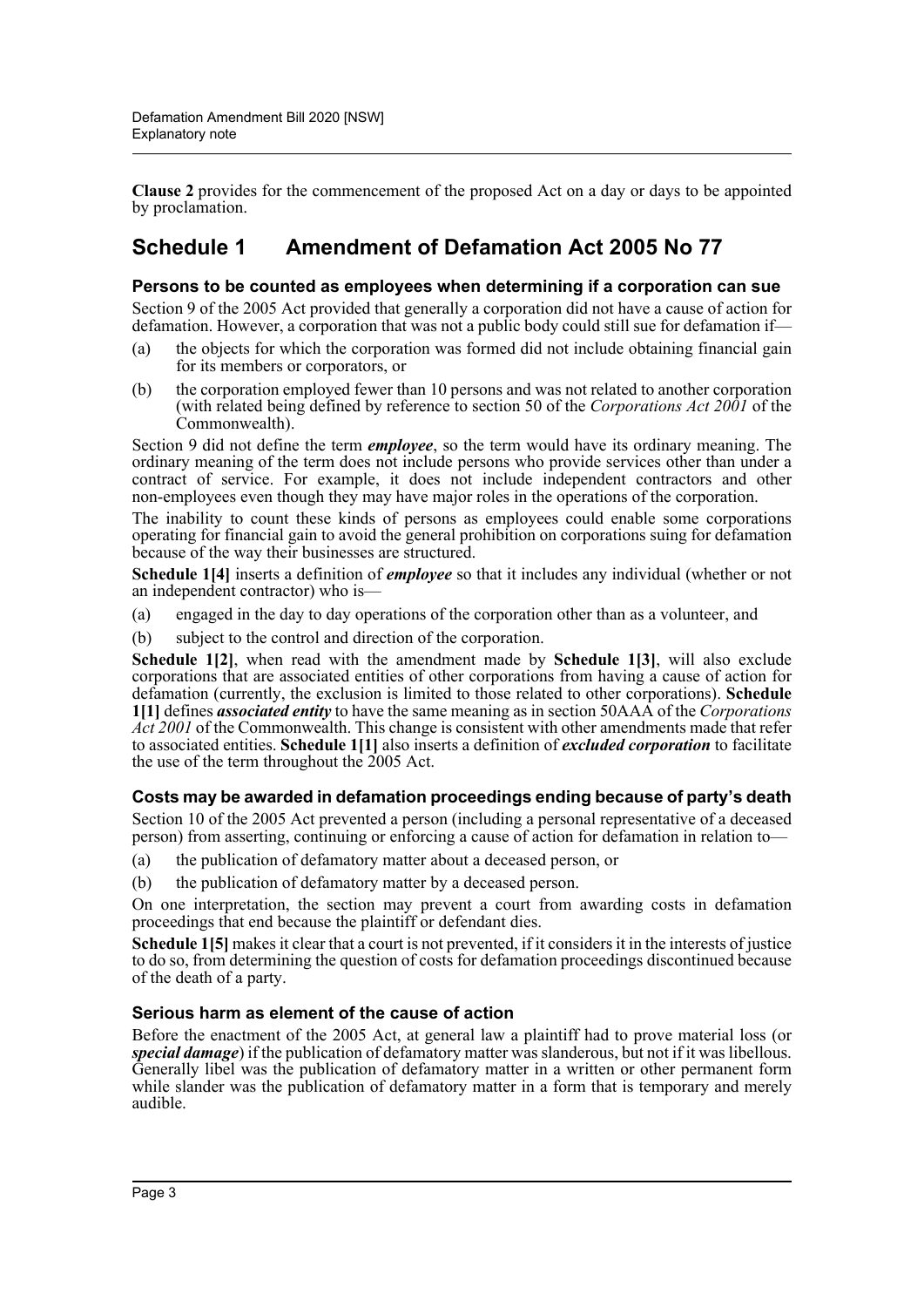**Clause 2** provides for the commencement of the proposed Act on a day or days to be appointed by proclamation.

## Schedule 1 Amendment of Defamation Act 2005 No 77

### Persons to be counted as employees when determining if a corporation can sue

Section 9 of the 2005 Act provided that generally a corporation did not have a cause of action for defamation. However, a corporation that was not a public body could still sue for defamation if—

(a) the objects for which the corporation was formed did not include obtaining financial gain for its members or corporators, or

(b) the corporation employed fewer than 10 persons and was not related to another corporation (with related being defined by reference to section 50 of the *Corporations Act 2001* of the Commonwealth).

Section 9 did not define the term ***employee***, so the term would have its ordinary meaning. The ordinary meaning of the term does not include persons who provide services other than under a contract of service. For example, it does not include independent contractors and other non-employees even though they may have major roles in the operations of the corporation.

The inability to count these kinds of persons as employees could enable some corporations operating for financial gain to avoid the general prohibition on corporations suing for defamation because of the way their businesses are structured.

**Schedule 1[4]** inserts a definition of ***employee*** so that it includes any individual (whether or not an independent contractor) who is—

(a) engaged in the day to day operations of the corporation other than as a volunteer, and

(b) subject to the control and direction of the corporation.

**Schedule 1[2]**, when read with the amendment made by **Schedule 1[3]**, will also exclude corporations that are associated entities of other corporations from having a cause of action for defamation (currently, the exclusion is limited to those related to other corporations). **Schedule 1[1]** defines ***associated entity*** to have the same meaning as in section 50AAA of the *Corporations Act 2001* of the Commonwealth. This change is consistent with other amendments made that refer to associated entities. **Schedule 1[1]** also inserts a definition of ***excluded corporation*** to facilitate the use of the term throughout the 2005 Act.

### Costs may be awarded in defamation proceedings ending because of party's death

Section 10 of the 2005 Act prevented a person (including a personal representative of a deceased person) from asserting, continuing or enforcing a cause of action for defamation in relation to—

(a) the publication of defamatory matter about a deceased person, or

(b) the publication of defamatory matter by a deceased person.

On one interpretation, the section may prevent a court from awarding costs in defamation proceedings that end because the plaintiff or defendant dies.

**Schedule 1[5]** makes it clear that a court is not prevented, if it considers it in the interests of justice to do so, from determining the question of costs for defamation proceedings discontinued because of the death of a party.

### Serious harm as element of the cause of action

Before the enactment of the 2005 Act, at general law a plaintiff had to prove material loss (or ***special damage***) if the publication of defamatory matter was slanderous, but not if it was libellous. Generally libel was the publication of defamatory matter in a written or other permanent form while slander was the publication of defamatory matter in a form that is temporary and merely audible.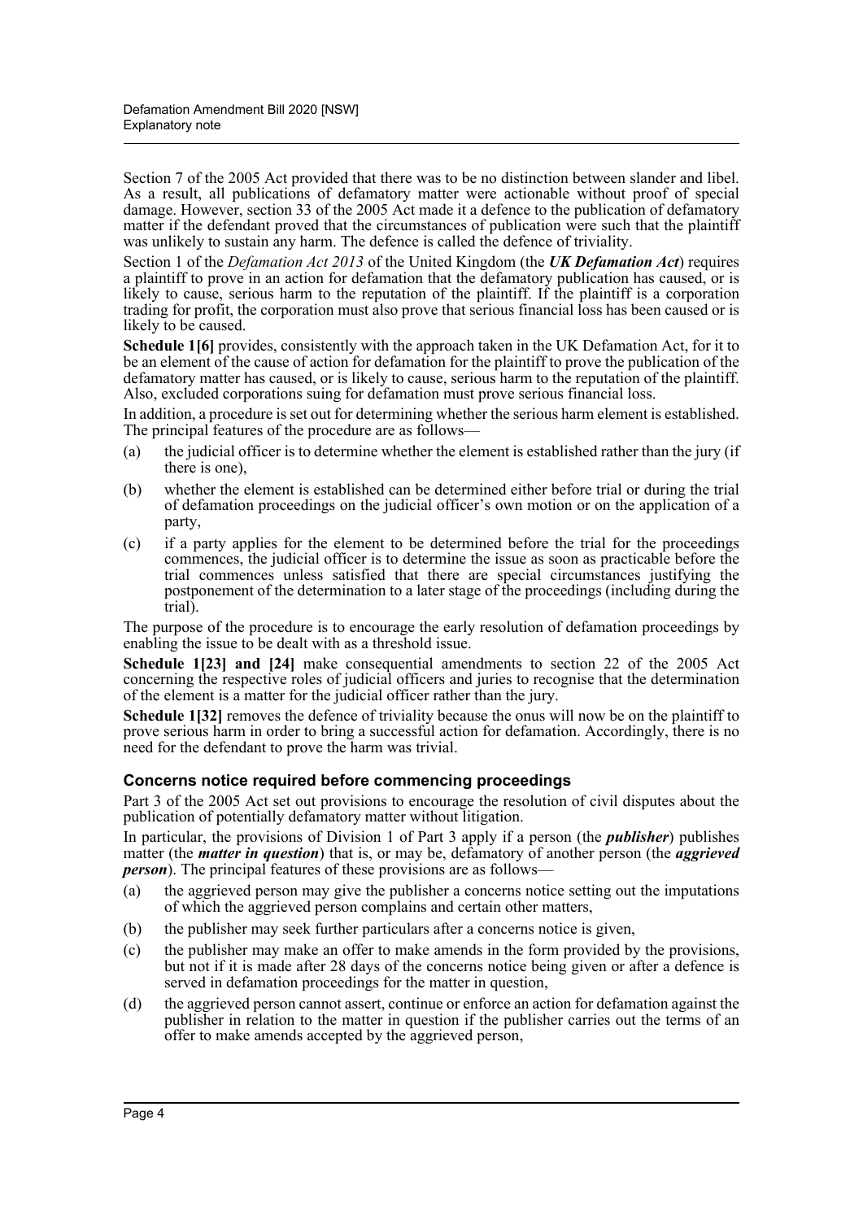Section 7 of the 2005 Act provided that there was to be no distinction between slander and libel. As a result, all publications of defamatory matter were actionable without proof of special damage. However, section 33 of the 2005 Act made it a defence to the publication of defamatory matter if the defendant proved that the circumstances of publication were such that the plaintiff was unlikely to sustain any harm. The defence is called the defence of triviality.

Section 1 of the *Defamation Act 2013* of the United Kingdom (the ***UK Defamation Act***) requires a plaintiff to prove in an action for defamation that the defamatory publication has caused, or is likely to cause, serious harm to the reputation of the plaintiff. If the plaintiff is a corporation trading for profit, the corporation must also prove that serious financial loss has been caused or is likely to be caused.

**Schedule 1[6]** provides, consistently with the approach taken in the UK Defamation Act, for it to be an element of the cause of action for defamation for the plaintiff to prove the publication of the defamatory matter has caused, or is likely to cause, serious harm to the reputation of the plaintiff. Also, excluded corporations suing for defamation must prove serious financial loss.

In addition, a procedure is set out for determining whether the serious harm element is established. The principal features of the procedure are as follows—

(a) the judicial officer is to determine whether the element is established rather than the jury (if there is one),

(b) whether the element is established can be determined either before trial or during the trial of defamation proceedings on the judicial officer's own motion or on the application of a party,

(c) if a party applies for the element to be determined before the trial for the proceedings commences, the judicial officer is to determine the issue as soon as practicable before the trial commences unless satisfied that there are special circumstances justifying the postponement of the determination to a later stage of the proceedings (including during the trial).

The purpose of the procedure is to encourage the early resolution of defamation proceedings by enabling the issue to be dealt with as a threshold issue.

**Schedule 1[23] and [24]** make consequential amendments to section 22 of the 2005 Act concerning the respective roles of judicial officers and juries to recognise that the determination of the element is a matter for the judicial officer rather than the jury.

**Schedule 1[32]** removes the defence of triviality because the onus will now be on the plaintiff to prove serious harm in order to bring a successful action for defamation. Accordingly, there is no need for the defendant to prove the harm was trivial.

### Concerns notice required before commencing proceedings

Part 3 of the 2005 Act set out provisions to encourage the resolution of civil disputes about the publication of potentially defamatory matter without litigation.

In particular, the provisions of Division 1 of Part 3 apply if a person (the ***publisher***) publishes matter (the ***matter in question***) that is, or may be, defamatory of another person (the ***aggrieved person***). The principal features of these provisions are as follows—

(a) the aggrieved person may give the publisher a concerns notice setting out the imputations of which the aggrieved person complains and certain other matters,

(b) the publisher may seek further particulars after a concerns notice is given,

(c) the publisher may make an offer to make amends in the form provided by the provisions, but not if it is made after 28 days of the concerns notice being given or after a defence is served in defamation proceedings for the matter in question,

(d) the aggrieved person cannot assert, continue or enforce an action for defamation against the publisher in relation to the matter in question if the publisher carries out the terms of an offer to make amends accepted by the aggrieved person,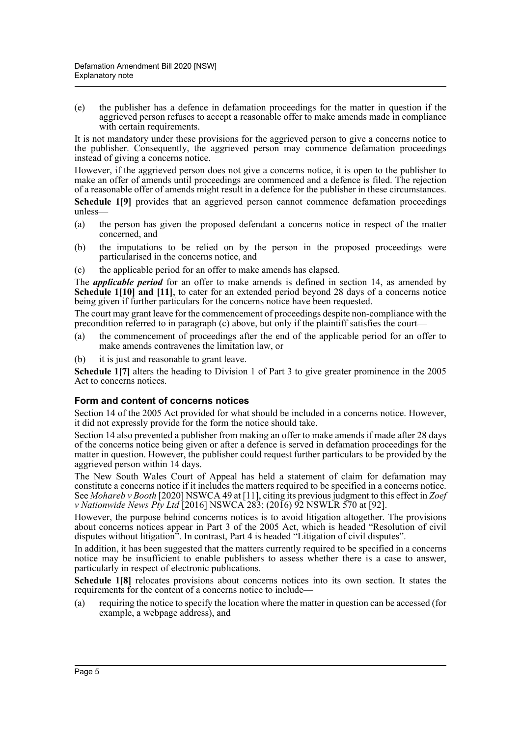(e) the publisher has a defence in defamation proceedings for the matter in question if the aggrieved person refuses to accept a reasonable offer to make amends made in compliance with certain requirements.

It is not mandatory under these provisions for the aggrieved person to give a concerns notice to the publisher. Consequently, the aggrieved person may commence defamation proceedings instead of giving a concerns notice.

However, if the aggrieved person does not give a concerns notice, it is open to the publisher to make an offer of amends until proceedings are commenced and a defence is filed. The rejection of a reasonable offer of amends might result in a defence for the publisher in these circumstances.

**Schedule 1[9]** provides that an aggrieved person cannot commence defamation proceedings unless—

(a) the person has given the proposed defendant a concerns notice in respect of the matter concerned, and

(b) the imputations to be relied on by the person in the proposed proceedings were particularised in the concerns notice, and

(c) the applicable period for an offer to make amends has elapsed.

The ***applicable period*** for an offer to make amends is defined in section 14, as amended by **Schedule 1[10] and [11]**, to cater for an extended period beyond 28 days of a concerns notice being given if further particulars for the concerns notice have been requested.

The court may grant leave for the commencement of proceedings despite non-compliance with the precondition referred to in paragraph (c) above, but only if the plaintiff satisfies the court—

(a) the commencement of proceedings after the end of the applicable period for an offer to make amends contravenes the limitation law, or

(b) it is just and reasonable to grant leave.

**Schedule 1[7]** alters the heading to Division 1 of Part 3 to give greater prominence in the 2005 Act to concerns notices.

### Form and content of concerns notices

Section 14 of the 2005 Act provided for what should be included in a concerns notice. However, it did not expressly provide for the form the notice should take.

Section 14 also prevented a publisher from making an offer to make amends if made after 28 days of the concerns notice being given or after a defence is served in defamation proceedings for the matter in question. However, the publisher could request further particulars to be provided by the aggrieved person within 14 days.

The New South Wales Court of Appeal has held a statement of claim for defamation may constitute a concerns notice if it includes the matters required to be specified in a concerns notice. See *Mohareb v Booth* [2020] NSWCA 49 at [11], citing its previous judgment to this effect in *Zoef v Nationwide News Pty Ltd* [2016] NSWCA 283; (2016) 92 NSWLR 570 at [92].

However, the purpose behind concerns notices is to avoid litigation altogether. The provisions about concerns notices appear in Part 3 of the 2005 Act, which is headed "Resolution of civil disputes without litigation". In contrast, Part 4 is headed "Litigation of civil disputes".

In addition, it has been suggested that the matters currently required to be specified in a concerns notice may be insufficient to enable publishers to assess whether there is a case to answer, particularly in respect of electronic publications.

**Schedule 1[8]** relocates provisions about concerns notices into its own section. It states the requirements for the content of a concerns notice to include—

(a) requiring the notice to specify the location where the matter in question can be accessed (for example, a webpage address), and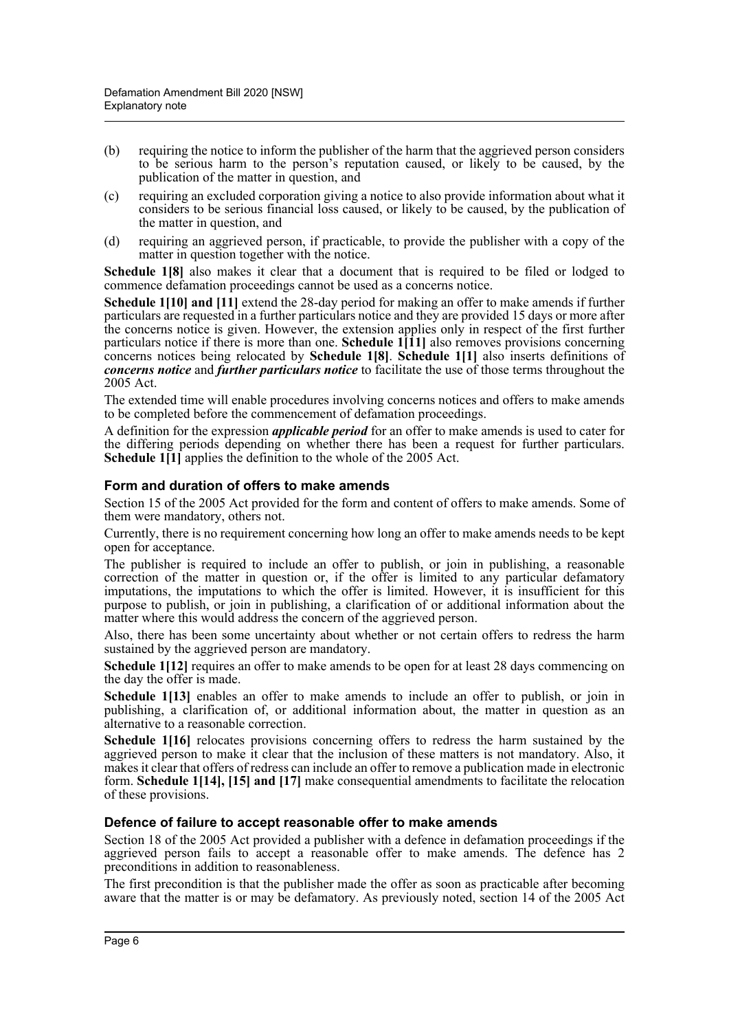(b) requiring the notice to inform the publisher of the harm that the aggrieved person considers to be serious harm to the person's reputation caused, or likely to be caused, by the publication of the matter in question, and

(c) requiring an excluded corporation giving a notice to also provide information about what it considers to be serious financial loss caused, or likely to be caused, by the publication of the matter in question, and

(d) requiring an aggrieved person, if practicable, to provide the publisher with a copy of the matter in question together with the notice.

**Schedule 1[8]** also makes it clear that a document that is required to be filed or lodged to commence defamation proceedings cannot be used as a concerns notice.

**Schedule 1[10] and [11]** extend the 28-day period for making an offer to make amends if further particulars are requested in a further particulars notice and they are provided 15 days or more after the concerns notice is given. However, the extension applies only in respect of the first further particulars notice if there is more than one. **Schedule 1[11]** also removes provisions concerning concerns notices being relocated by **Schedule 1[8]**. **Schedule 1[1]** also inserts definitions of ***concerns notice*** and ***further particulars notice*** to facilitate the use of those terms throughout the 2005 Act.

The extended time will enable procedures involving concerns notices and offers to make amends to be completed before the commencement of defamation proceedings.

A definition for the expression ***applicable period*** for an offer to make amends is used to cater for the differing periods depending on whether there has been a request for further particulars. **Schedule 1[1]** applies the definition to the whole of the 2005 Act.

### Form and duration of offers to make amends

Section 15 of the 2005 Act provided for the form and content of offers to make amends. Some of them were mandatory, others not.

Currently, there is no requirement concerning how long an offer to make amends needs to be kept open for acceptance.

The publisher is required to include an offer to publish, or join in publishing, a reasonable correction of the matter in question or, if the offer is limited to any particular defamatory imputations, the imputations to which the offer is limited. However, it is insufficient for this purpose to publish, or join in publishing, a clarification of or additional information about the matter where this would address the concern of the aggrieved person.

Also, there has been some uncertainty about whether or not certain offers to redress the harm sustained by the aggrieved person are mandatory.

**Schedule 1[12]** requires an offer to make amends to be open for at least 28 days commencing on the day the offer is made.

**Schedule 1[13]** enables an offer to make amends to include an offer to publish, or join in publishing, a clarification of, or additional information about, the matter in question as an alternative to a reasonable correction.

**Schedule 1[16]** relocates provisions concerning offers to redress the harm sustained by the aggrieved person to make it clear that the inclusion of these matters is not mandatory. Also, it makes it clear that offers of redress can include an offer to remove a publication made in electronic form. **Schedule 1[14], [15] and [17]** make consequential amendments to facilitate the relocation of these provisions.

### Defence of failure to accept reasonable offer to make amends

Section 18 of the 2005 Act provided a publisher with a defence in defamation proceedings if the aggrieved person fails to accept a reasonable offer to make amends. The defence has 2 preconditions in addition to reasonableness.

The first precondition is that the publisher made the offer as soon as practicable after becoming aware that the matter is or may be defamatory. As previously noted, section 14 of the 2005 Act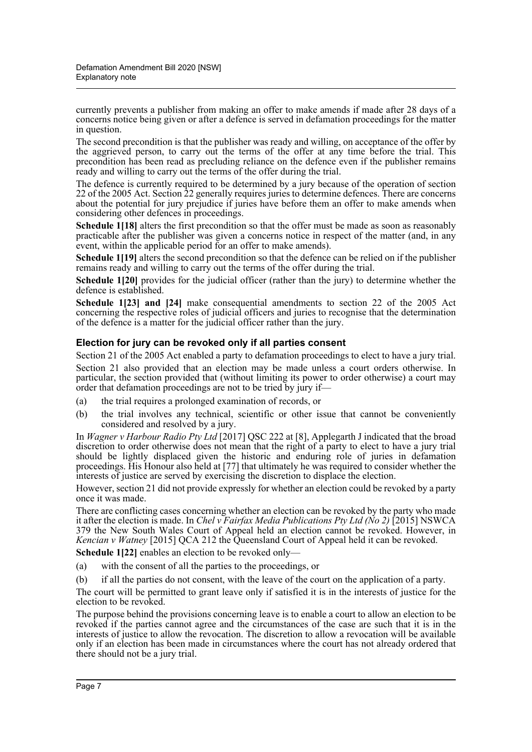currently prevents a publisher from making an offer to make amends if made after 28 days of a concerns notice being given or after a defence is served in defamation proceedings for the matter in question.

The second precondition is that the publisher was ready and willing, on acceptance of the offer by the aggrieved person, to carry out the terms of the offer at any time before the trial. This precondition has been read as precluding reliance on the defence even if the publisher remains ready and willing to carry out the terms of the offer during the trial.

The defence is currently required to be determined by a jury because of the operation of section 22 of the 2005 Act. Section 22 generally requires juries to determine defences. There are concerns about the potential for jury prejudice if juries have before them an offer to make amends when considering other defences in proceedings.

**Schedule 1[18]** alters the first precondition so that the offer must be made as soon as reasonably practicable after the publisher was given a concerns notice in respect of the matter (and, in any event, within the applicable period for an offer to make amends).

**Schedule 1[19]** alters the second precondition so that the defence can be relied on if the publisher remains ready and willing to carry out the terms of the offer during the trial.

**Schedule 1[20]** provides for the judicial officer (rather than the jury) to determine whether the defence is established.

**Schedule 1[23] and [24]** make consequential amendments to section 22 of the 2005 Act concerning the respective roles of judicial officers and juries to recognise that the determination of the defence is a matter for the judicial officer rather than the jury.

### Election for jury can be revoked only if all parties consent

Section 21 of the 2005 Act enabled a party to defamation proceedings to elect to have a jury trial.

Section 21 also provided that an election may be made unless a court orders otherwise. In particular, the section provided that (without limiting its power to order otherwise) a court may order that defamation proceedings are not to be tried by jury if—

(a) the trial requires a prolonged examination of records, or

(b) the trial involves any technical, scientific or other issue that cannot be conveniently considered and resolved by a jury.

In *Wagner v Harbour Radio Pty Ltd* [2017] QSC 222 at [8], Applegarth J indicated that the broad discretion to order otherwise does not mean that the right of a party to elect to have a jury trial should be lightly displaced given the historic and enduring role of juries in defamation proceedings. His Honour also held at [77] that ultimately he was required to consider whether the interests of justice are served by exercising the discretion to displace the election.

However, section 21 did not provide expressly for whether an election could be revoked by a party once it was made.

There are conflicting cases concerning whether an election can be revoked by the party who made it after the election is made. In *Chel v Fairfax Media Publications Pty Ltd (No 2)* [2015] NSWCA 379 the New South Wales Court of Appeal held an election cannot be revoked. However, in *Kencian v Watney* [2015] QCA 212 the Queensland Court of Appeal held it can be revoked.

**Schedule 1[22]** enables an election to be revoked only—

(a) with the consent of all the parties to the proceedings, or

(b) if all the parties do not consent, with the leave of the court on the application of a party.

The court will be permitted to grant leave only if satisfied it is in the interests of justice for the election to be revoked.

The purpose behind the provisions concerning leave is to enable a court to allow an election to be revoked if the parties cannot agree and the circumstances of the case are such that it is in the interests of justice to allow the revocation. The discretion to allow a revocation will be available only if an election has been made in circumstances where the court has not already ordered that there should not be a jury trial.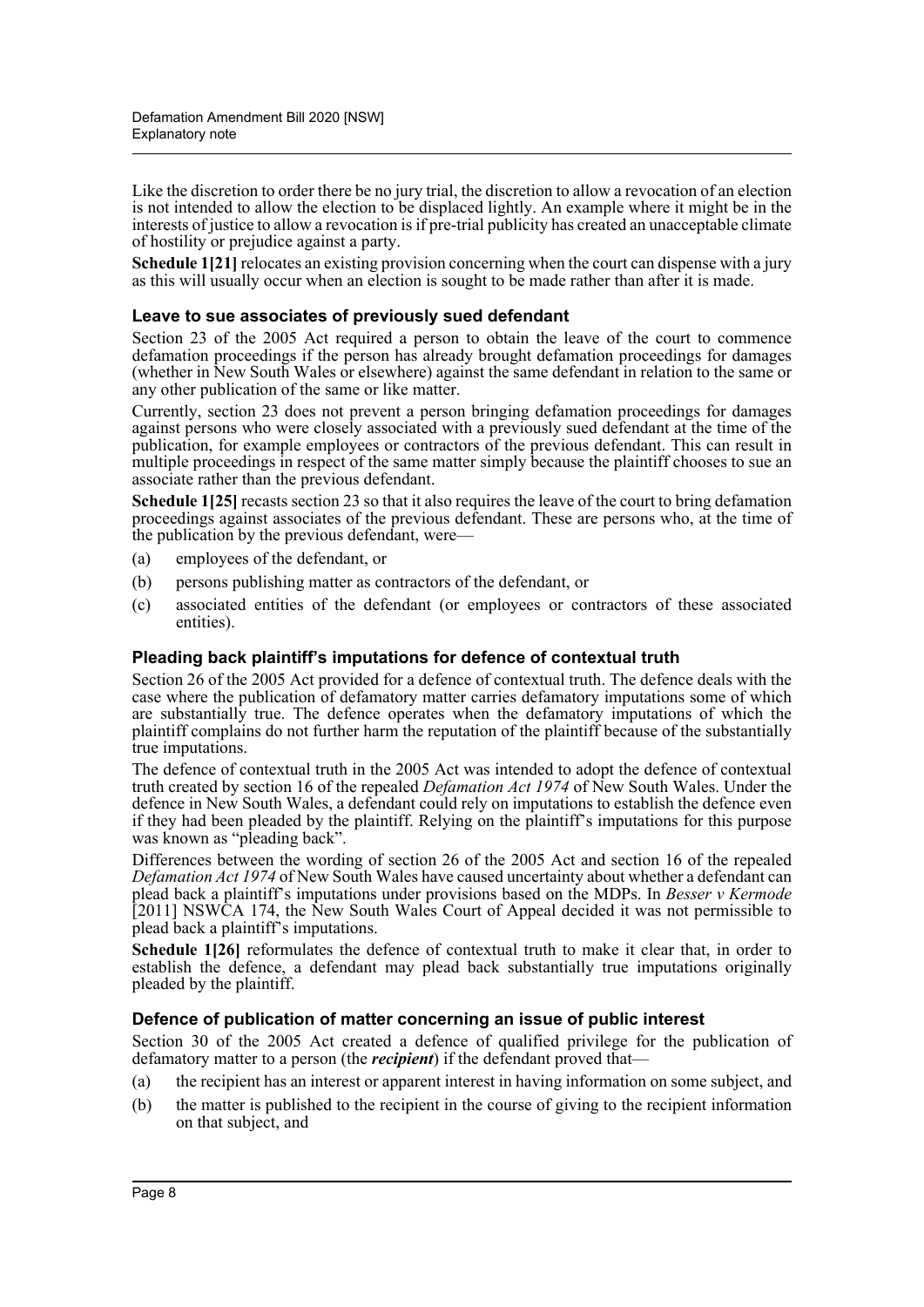Like the discretion to order there be no jury trial, the discretion to allow a revocation of an election is not intended to allow the election to be displaced lightly. An example where it might be in the interests of justice to allow a revocation is if pre-trial publicity has created an unacceptable climate of hostility or prejudice against a party.

**Schedule 1[21]** relocates an existing provision concerning when the court can dispense with a jury as this will usually occur when an election is sought to be made rather than after it is made.

### Leave to sue associates of previously sued defendant

Section 23 of the 2005 Act required a person to obtain the leave of the court to commence defamation proceedings if the person has already brought defamation proceedings for damages (whether in New South Wales or elsewhere) against the same defendant in relation to the same or any other publication of the same or like matter.

Currently, section 23 does not prevent a person bringing defamation proceedings for damages against persons who were closely associated with a previously sued defendant at the time of the publication, for example employees or contractors of the previous defendant. This can result in multiple proceedings in respect of the same matter simply because the plaintiff chooses to sue an associate rather than the previous defendant.

**Schedule 1[25]** recasts section 23 so that it also requires the leave of the court to bring defamation proceedings against associates of the previous defendant. These are persons who, at the time of the publication by the previous defendant, were—

(a) employees of the defendant, or

(b) persons publishing matter as contractors of the defendant, or

(c) associated entities of the defendant (or employees or contractors of these associated entities).

### Pleading back plaintiff's imputations for defence of contextual truth

Section 26 of the 2005 Act provided for a defence of contextual truth. The defence deals with the case where the publication of defamatory matter carries defamatory imputations some of which are substantially true. The defence operates when the defamatory imputations of which the plaintiff complains do not further harm the reputation of the plaintiff because of the substantially true imputations.

The defence of contextual truth in the 2005 Act was intended to adopt the defence of contextual truth created by section 16 of the repealed *Defamation Act 1974* of New South Wales. Under the defence in New South Wales, a defendant could rely on imputations to establish the defence even if they had been pleaded by the plaintiff. Relying on the plaintiff's imputations for this purpose was known as "pleading back".

Differences between the wording of section 26 of the 2005 Act and section 16 of the repealed *Defamation Act 1974* of New South Wales have caused uncertainty about whether a defendant can plead back a plaintiff's imputations under provisions based on the MDPs. In *Besser v Kermode* [2011] NSWCA 174, the New South Wales Court of Appeal decided it was not permissible to plead back a plaintiff's imputations.

**Schedule 1[26]** reformulates the defence of contextual truth to make it clear that, in order to establish the defence, a defendant may plead back substantially true imputations originally pleaded by the plaintiff.

### Defence of publication of matter concerning an issue of public interest

Section 30 of the 2005 Act created a defence of qualified privilege for the publication of defamatory matter to a person (the ***recipient***) if the defendant proved that—

(a) the recipient has an interest or apparent interest in having information on some subject, and

(b) the matter is published to the recipient in the course of giving to the recipient information on that subject, and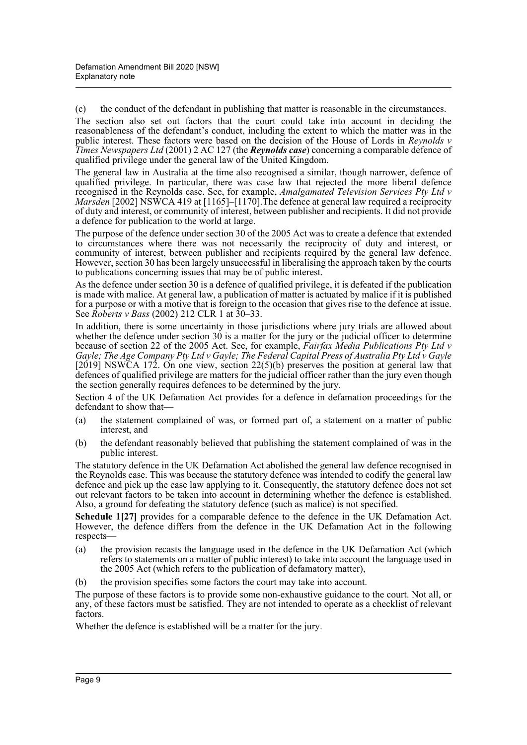(c) the conduct of the defendant in publishing that matter is reasonable in the circumstances.

The section also set out factors that the court could take into account in deciding the reasonableness of the defendant's conduct, including the extent to which the matter was in the public interest. These factors were based on the decision of the House of Lords in *Reynolds v Times Newspapers Ltd* (2001) 2 AC 127 (the ***Reynolds case***) concerning a comparable defence of qualified privilege under the general law of the United Kingdom.

The general law in Australia at the time also recognised a similar, though narrower, defence of qualified privilege. In particular, there was case law that rejected the more liberal defence recognised in the Reynolds case. See, for example, *Amalgamated Television Services Pty Ltd v Marsden* [2002] NSWCA 419 at [1165]–[1170].The defence at general law required a reciprocity of duty and interest, or community of interest, between publisher and recipients. It did not provide a defence for publication to the world at large.

The purpose of the defence under section 30 of the 2005 Act was to create a defence that extended to circumstances where there was not necessarily the reciprocity of duty and interest, or community of interest, between publisher and recipients required by the general law defence. However, section 30 has been largely unsuccessful in liberalising the approach taken by the courts to publications concerning issues that may be of public interest.

As the defence under section 30 is a defence of qualified privilege, it is defeated if the publication is made with malice. At general law, a publication of matter is actuated by malice if it is published for a purpose or with a motive that is foreign to the occasion that gives rise to the defence at issue. See *Roberts v Bass* (2002) 212 CLR 1 at 30–33.

In addition, there is some uncertainty in those jurisdictions where jury trials are allowed about whether the defence under section 30 is a matter for the jury or the judicial officer to determine because of section 22 of the 2005 Act. See, for example, *Fairfax Media Publications Pty Ltd v Gayle; The Age Company Pty Ltd v Gayle; The Federal Capital Press of Australia Pty Ltd v Gayle* [2019] NSWCA 172. On one view, section 22(5)(b) preserves the position at general law that defences of qualified privilege are matters for the judicial officer rather than the jury even though the section generally requires defences to be determined by the jury.

Section 4 of the UK Defamation Act provides for a defence in defamation proceedings for the defendant to show that—

(a) the statement complained of was, or formed part of, a statement on a matter of public interest, and

(b) the defendant reasonably believed that publishing the statement complained of was in the public interest.

The statutory defence in the UK Defamation Act abolished the general law defence recognised in the Reynolds case. This was because the statutory defence was intended to codify the general law defence and pick up the case law applying to it. Consequently, the statutory defence does not set out relevant factors to be taken into account in determining whether the defence is established. Also, a ground for defeating the statutory defence (such as malice) is not specified.

**Schedule 1[27]** provides for a comparable defence to the defence in the UK Defamation Act. However, the defence differs from the defence in the UK Defamation Act in the following respects—

(a) the provision recasts the language used in the defence in the UK Defamation Act (which refers to statements on a matter of public interest) to take into account the language used in the 2005 Act (which refers to the publication of defamatory matter),

(b) the provision specifies some factors the court may take into account.

The purpose of these factors is to provide some non-exhaustive guidance to the court. Not all, or any, of these factors must be satisfied. They are not intended to operate as a checklist of relevant factors.

Whether the defence is established will be a matter for the jury.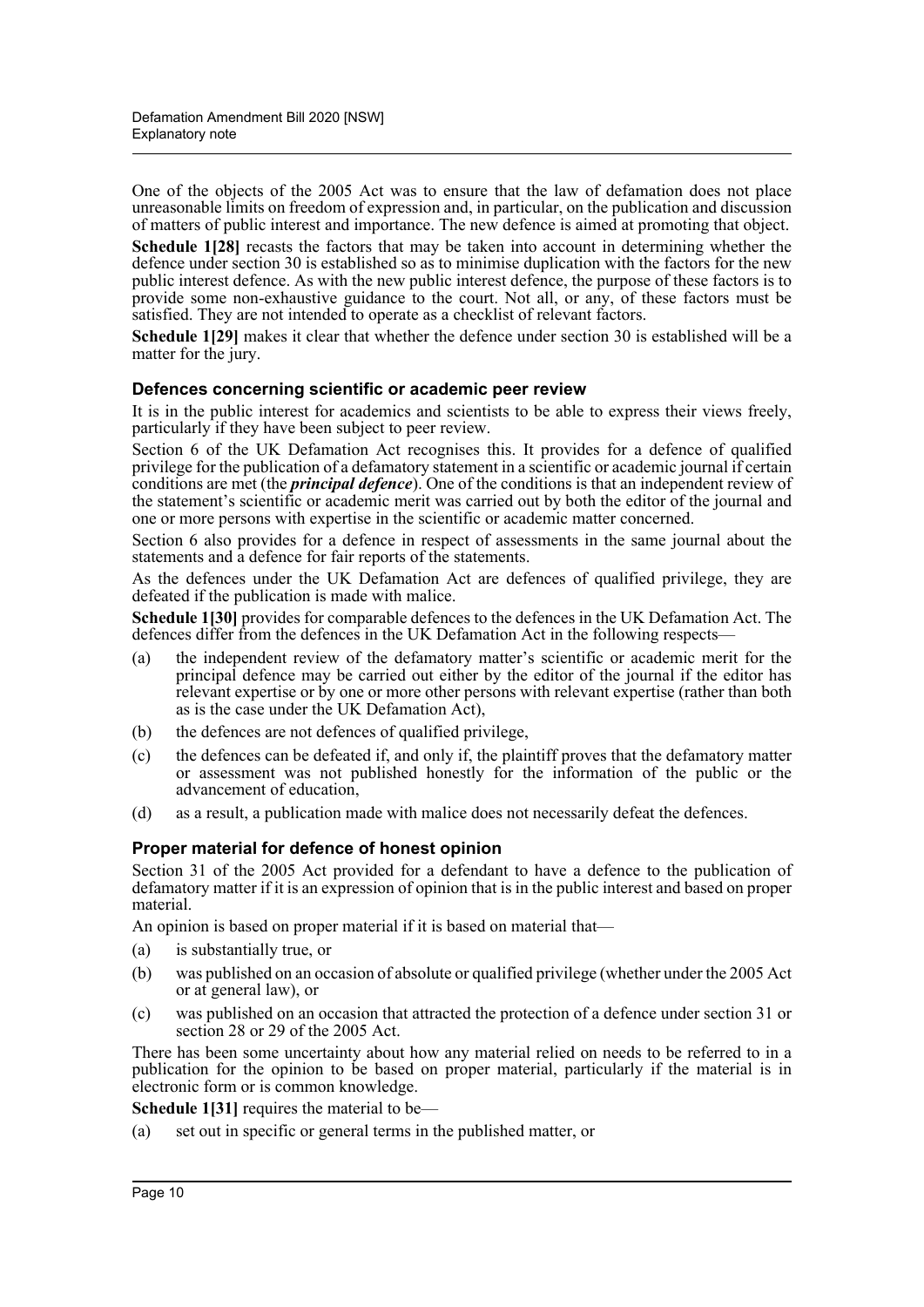One of the objects of the 2005 Act was to ensure that the law of defamation does not place unreasonable limits on freedom of expression and, in particular, on the publication and discussion of matters of public interest and importance. The new defence is aimed at promoting that object.

**Schedule 1[28]** recasts the factors that may be taken into account in determining whether the defence under section 30 is established so as to minimise duplication with the factors for the new public interest defence. As with the new public interest defence, the purpose of these factors is to provide some non-exhaustive guidance to the court. Not all, or any, of these factors must be satisfied. They are not intended to operate as a checklist of relevant factors.

**Schedule 1[29]** makes it clear that whether the defence under section 30 is established will be a matter for the jury.

### Defences concerning scientific or academic peer review

It is in the public interest for academics and scientists to be able to express their views freely, particularly if they have been subject to peer review.

Section 6 of the UK Defamation Act recognises this. It provides for a defence of qualified privilege for the publication of a defamatory statement in a scientific or academic journal if certain conditions are met (the ***principal defence***). One of the conditions is that an independent review of the statement's scientific or academic merit was carried out by both the editor of the journal and one or more persons with expertise in the scientific or academic matter concerned.

Section 6 also provides for a defence in respect of assessments in the same journal about the statements and a defence for fair reports of the statements.

As the defences under the UK Defamation Act are defences of qualified privilege, they are defeated if the publication is made with malice.

**Schedule 1[30]** provides for comparable defences to the defences in the UK Defamation Act. The defences differ from the defences in the UK Defamation Act in the following respects—

(a) the independent review of the defamatory matter's scientific or academic merit for the principal defence may be carried out either by the editor of the journal if the editor has relevant expertise or by one or more other persons with relevant expertise (rather than both as is the case under the UK Defamation Act),

(b) the defences are not defences of qualified privilege,

(c) the defences can be defeated if, and only if, the plaintiff proves that the defamatory matter or assessment was not published honestly for the information of the public or the advancement of education,

(d) as a result, a publication made with malice does not necessarily defeat the defences.

### Proper material for defence of honest opinion

Section 31 of the 2005 Act provided for a defendant to have a defence to the publication of defamatory matter if it is an expression of opinion that is in the public interest and based on proper material.

An opinion is based on proper material if it is based on material that—

(a) is substantially true, or

(b) was published on an occasion of absolute or qualified privilege (whether under the 2005 Act or at general law), or

(c) was published on an occasion that attracted the protection of a defence under section 31 or section 28 or 29 of the 2005 Act.

There has been some uncertainty about how any material relied on needs to be referred to in a publication for the opinion to be based on proper material, particularly if the material is in electronic form or is common knowledge.

**Schedule 1[31]** requires the material to be—

(a) set out in specific or general terms in the published matter, or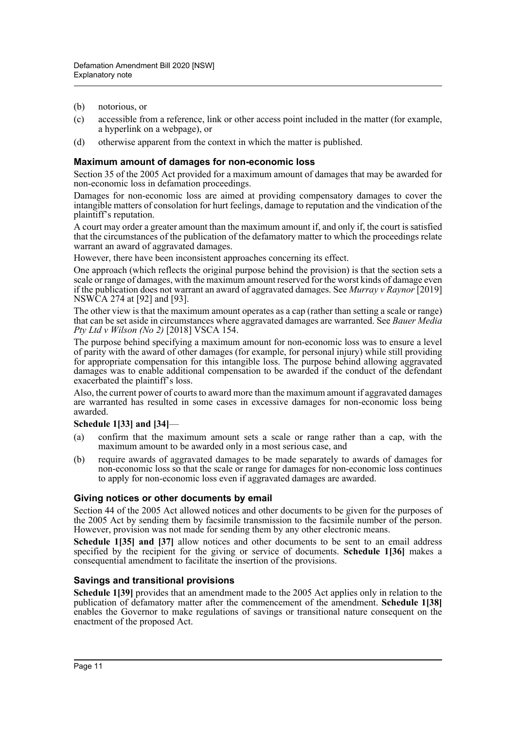(b) notorious, or

(c) accessible from a reference, link or other access point included in the matter (for example, a hyperlink on a webpage), or

(d) otherwise apparent from the context in which the matter is published.

### Maximum amount of damages for non-economic loss

Section 35 of the 2005 Act provided for a maximum amount of damages that may be awarded for non-economic loss in defamation proceedings.

Damages for non-economic loss are aimed at providing compensatory damages to cover the intangible matters of consolation for hurt feelings, damage to reputation and the vindication of the plaintiff's reputation.

A court may order a greater amount than the maximum amount if, and only if, the court is satisfied that the circumstances of the publication of the defamatory matter to which the proceedings relate warrant an award of aggravated damages.

However, there have been inconsistent approaches concerning its effect.

One approach (which reflects the original purpose behind the provision) is that the section sets a scale or range of damages, with the maximum amount reserved for the worst kinds of damage even if the publication does not warrant an award of aggravated damages. See *Murray v Raynor* [2019] NSWCA 274 at [92] and [93].

The other view is that the maximum amount operates as a cap (rather than setting a scale or range) that can be set aside in circumstances where aggravated damages are warranted. See *Bauer Media Pty Ltd v Wilson (No 2)* [2018] VSCA 154.

The purpose behind specifying a maximum amount for non-economic loss was to ensure a level of parity with the award of other damages (for example, for personal injury) while still providing for appropriate compensation for this intangible loss. The purpose behind allowing aggravated damages was to enable additional compensation to be awarded if the conduct of the defendant exacerbated the plaintiff's loss.

Also, the current power of courts to award more than the maximum amount if aggravated damages are warranted has resulted in some cases in excessive damages for non-economic loss being awarded.

**Schedule 1[33] and [34]**—

(a) confirm that the maximum amount sets a scale or range rather than a cap, with the maximum amount to be awarded only in a most serious case, and

(b) require awards of aggravated damages to be made separately to awards of damages for non-economic loss so that the scale or range for damages for non-economic loss continues to apply for non-economic loss even if aggravated damages are awarded.

### Giving notices or other documents by email

Section 44 of the 2005 Act allowed notices and other documents to be given for the purposes of the 2005 Act by sending them by facsimile transmission to the facsimile number of the person. However, provision was not made for sending them by any other electronic means.

**Schedule 1[35] and [37]** allow notices and other documents to be sent to an email address specified by the recipient for the giving or service of documents. **Schedule 1[36]** makes a consequential amendment to facilitate the insertion of the provisions.

### Savings and transitional provisions

**Schedule 1[39]** provides that an amendment made to the 2005 Act applies only in relation to the publication of defamatory matter after the commencement of the amendment. **Schedule 1[38]** enables the Governor to make regulations of savings or transitional nature consequent on the enactment of the proposed Act.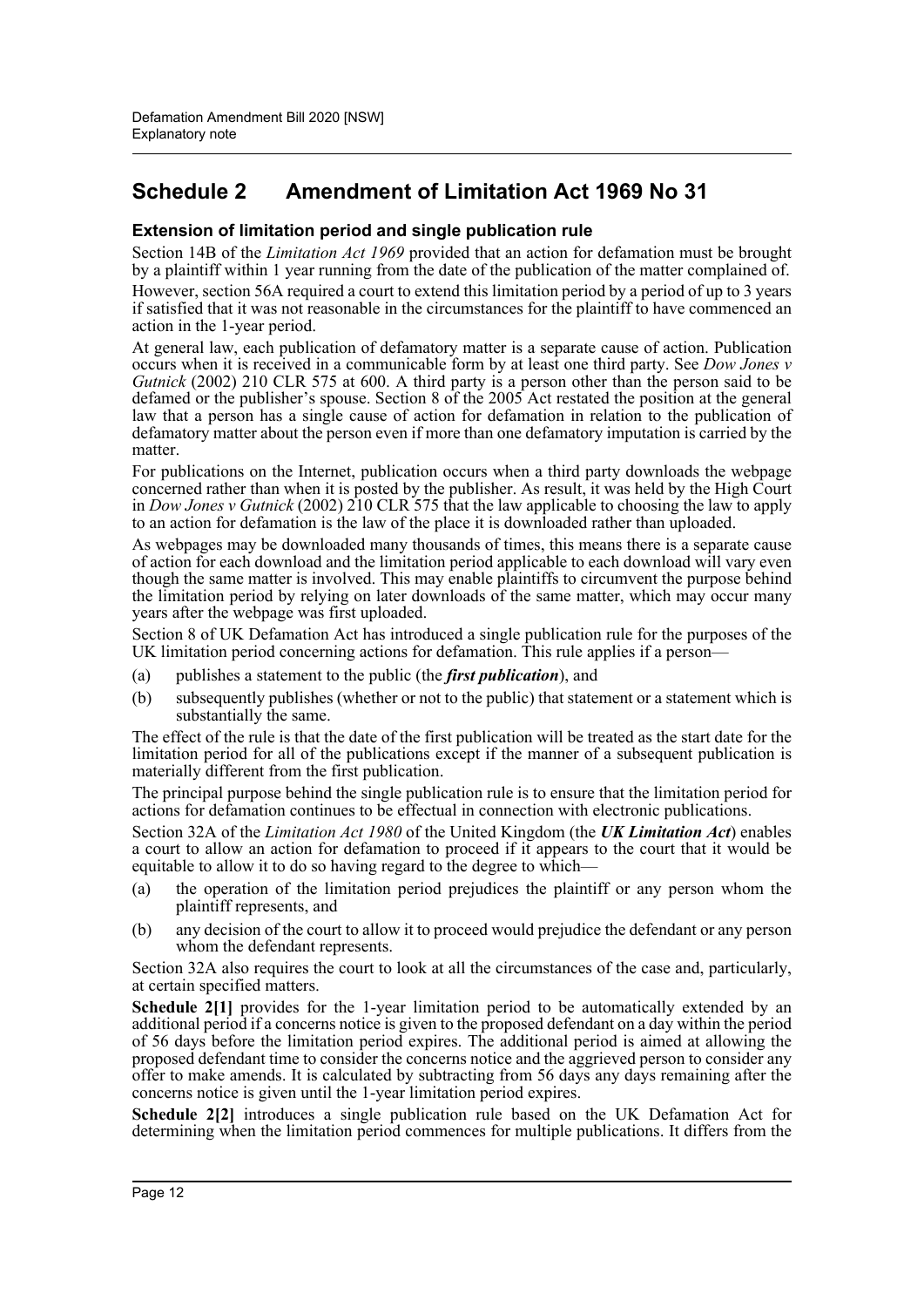## Schedule 2 Amendment of Limitation Act 1969 No 31

### Extension of limitation period and single publication rule

Section 14B of the *Limitation Act 1969* provided that an action for defamation must be brought by a plaintiff within 1 year running from the date of the publication of the matter complained of.

However, section 56A required a court to extend this limitation period by a period of up to 3 years if satisfied that it was not reasonable in the circumstances for the plaintiff to have commenced an action in the 1-year period.

At general law, each publication of defamatory matter is a separate cause of action. Publication occurs when it is received in a communicable form by at least one third party. See *Dow Jones v Gutnick* (2002) 210 CLR 575 at 600. A third party is a person other than the person said to be defamed or the publisher's spouse. Section 8 of the 2005 Act restated the position at the general law that a person has a single cause of action for defamation in relation to the publication of defamatory matter about the person even if more than one defamatory imputation is carried by the matter.

For publications on the Internet, publication occurs when a third party downloads the webpage concerned rather than when it is posted by the publisher. As result, it was held by the High Court in *Dow Jones v Gutnick* (2002) 210 CLR 575 that the law applicable to choosing the law to apply to an action for defamation is the law of the place it is downloaded rather than uploaded.

As webpages may be downloaded many thousands of times, this means there is a separate cause of action for each download and the limitation period applicable to each download will vary even though the same matter is involved. This may enable plaintiffs to circumvent the purpose behind the limitation period by relying on later downloads of the same matter, which may occur many years after the webpage was first uploaded.

Section 8 of UK Defamation Act has introduced a single publication rule for the purposes of the UK limitation period concerning actions for defamation. This rule applies if a person—

(a) publishes a statement to the public (the ***first publication***), and

(b) subsequently publishes (whether or not to the public) that statement or a statement which is substantially the same.

The effect of the rule is that the date of the first publication will be treated as the start date for the limitation period for all of the publications except if the manner of a subsequent publication is materially different from the first publication.

The principal purpose behind the single publication rule is to ensure that the limitation period for actions for defamation continues to be effectual in connection with electronic publications.

Section 32A of the *Limitation Act 1980* of the United Kingdom (the ***UK Limitation Act***) enables a court to allow an action for defamation to proceed if it appears to the court that it would be equitable to allow it to do so having regard to the degree to which—

(a) the operation of the limitation period prejudices the plaintiff or any person whom the plaintiff represents, and

(b) any decision of the court to allow it to proceed would prejudice the defendant or any person whom the defendant represents.

Section 32A also requires the court to look at all the circumstances of the case and, particularly, at certain specified matters.

**Schedule 2[1]** provides for the 1-year limitation period to be automatically extended by an additional period if a concerns notice is given to the proposed defendant on a day within the period of 56 days before the limitation period expires. The additional period is aimed at allowing the proposed defendant time to consider the concerns notice and the aggrieved person to consider any offer to make amends. It is calculated by subtracting from 56 days any days remaining after the concerns notice is given until the 1-year limitation period expires.

**Schedule 2[2]** introduces a single publication rule based on the UK Defamation Act for determining when the limitation period commences for multiple publications. It differs from the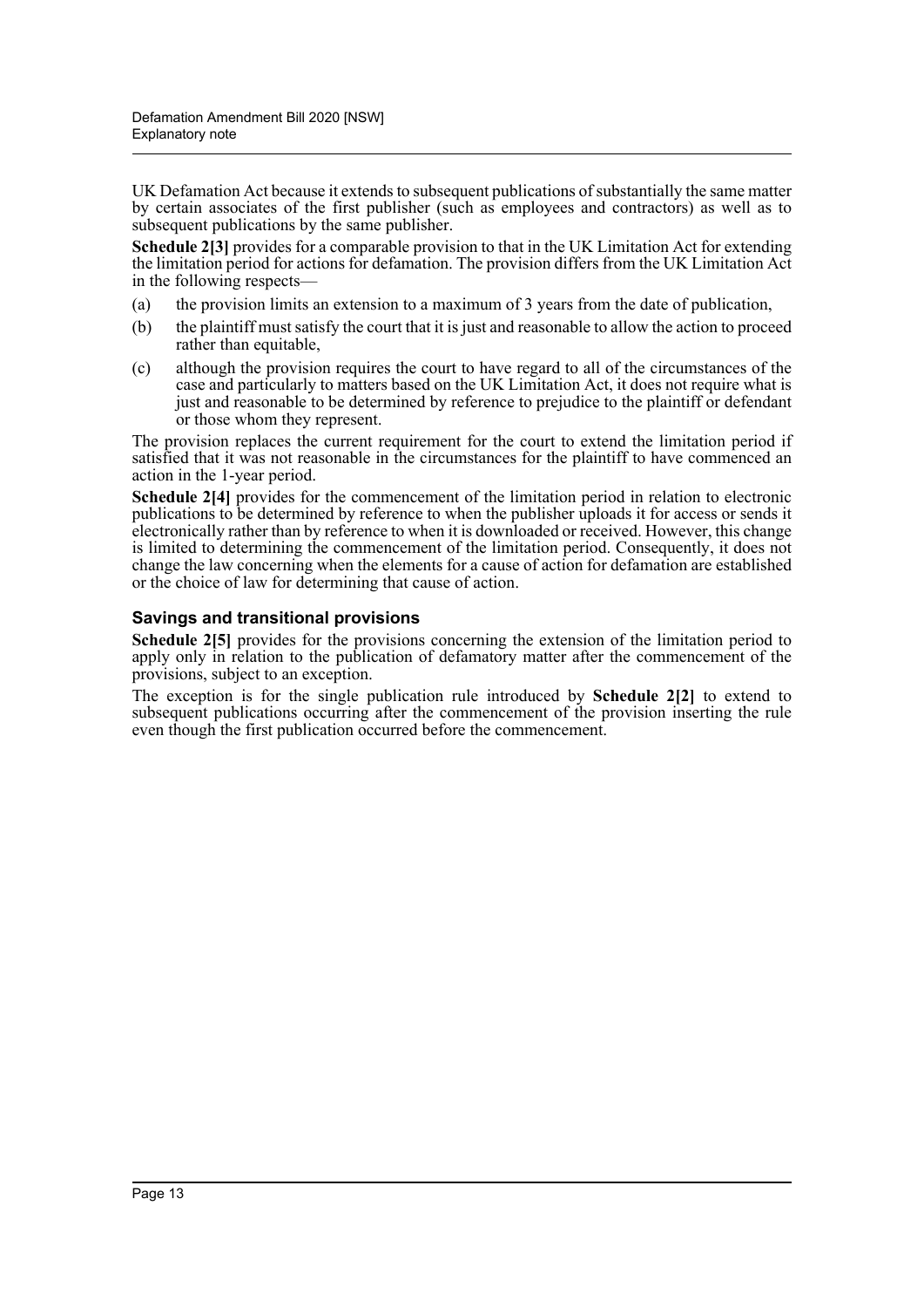UK Defamation Act because it extends to subsequent publications of substantially the same matter by certain associates of the first publisher (such as employees and contractors) as well as to subsequent publications by the same publisher.

**Schedule 2[3]** provides for a comparable provision to that in the UK Limitation Act for extending the limitation period for actions for defamation. The provision differs from the UK Limitation Act in the following respects—

(a) the provision limits an extension to a maximum of 3 years from the date of publication,

(b) the plaintiff must satisfy the court that it is just and reasonable to allow the action to proceed rather than equitable,

(c) although the provision requires the court to have regard to all of the circumstances of the case and particularly to matters based on the UK Limitation Act, it does not require what is just and reasonable to be determined by reference to prejudice to the plaintiff or defendant or those whom they represent.

The provision replaces the current requirement for the court to extend the limitation period if satisfied that it was not reasonable in the circumstances for the plaintiff to have commenced an action in the 1-year period.

**Schedule 2[4]** provides for the commencement of the limitation period in relation to electronic publications to be determined by reference to when the publisher uploads it for access or sends it electronically rather than by reference to when it is downloaded or received. However, this change is limited to determining the commencement of the limitation period. Consequently, it does not change the law concerning when the elements for a cause of action for defamation are established or the choice of law for determining that cause of action.

### Savings and transitional provisions

**Schedule 2[5]** provides for the provisions concerning the extension of the limitation period to apply only in relation to the publication of defamatory matter after the commencement of the provisions, subject to an exception.

The exception is for the single publication rule introduced by **Schedule 2[2]** to extend to subsequent publications occurring after the commencement of the provision inserting the rule even though the first publication occurred before the commencement.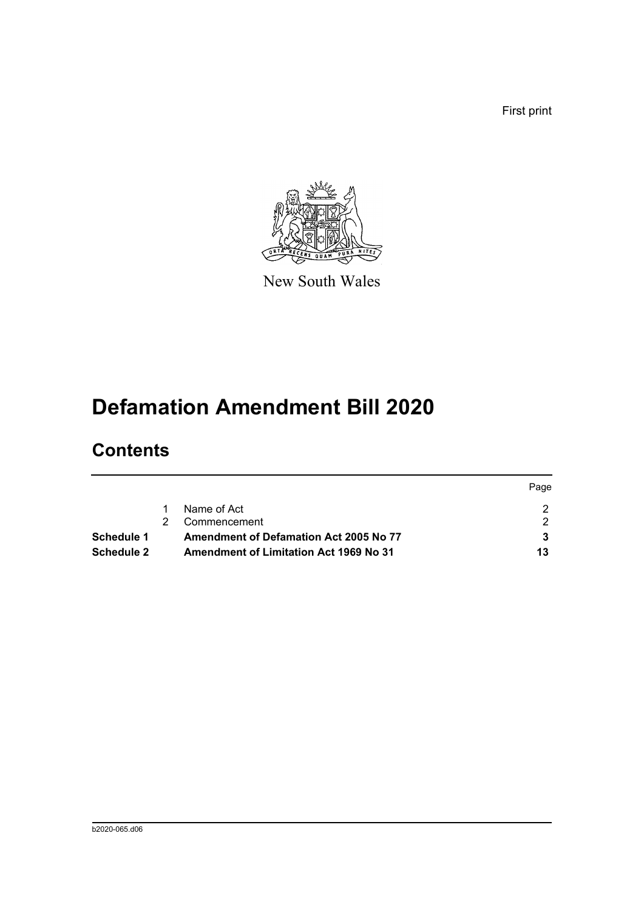First print

New South Wales

# Defamation Amendment Bill 2020

## Contents

| | | | Page |
|---|---|---|---|
| | 1 | Name of Act | 2 |
| | 2 | Commencement | 2 |
| **Schedule 1** | | **Amendment of Defamation Act 2005 No 77** | **3** |
| **Schedule 2** | | **Amendment of Limitation Act 1969 No 31** | **13** |

b2020-065.d06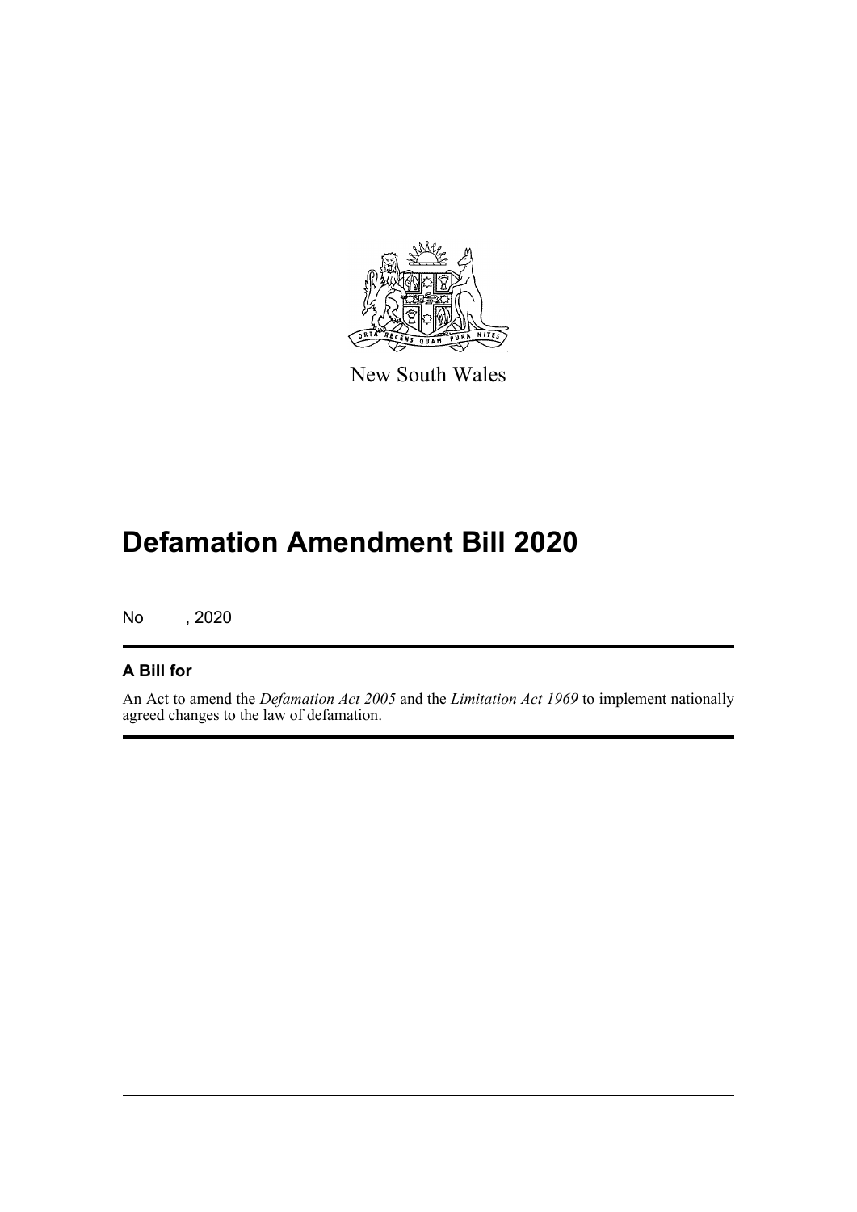New South Wales

# Defamation Amendment Bill 2020

No , 2020

## A Bill for

An Act to amend the *Defamation Act 2005* and the *Limitation Act 1969* to implement nationally agreed changes to the law of defamation.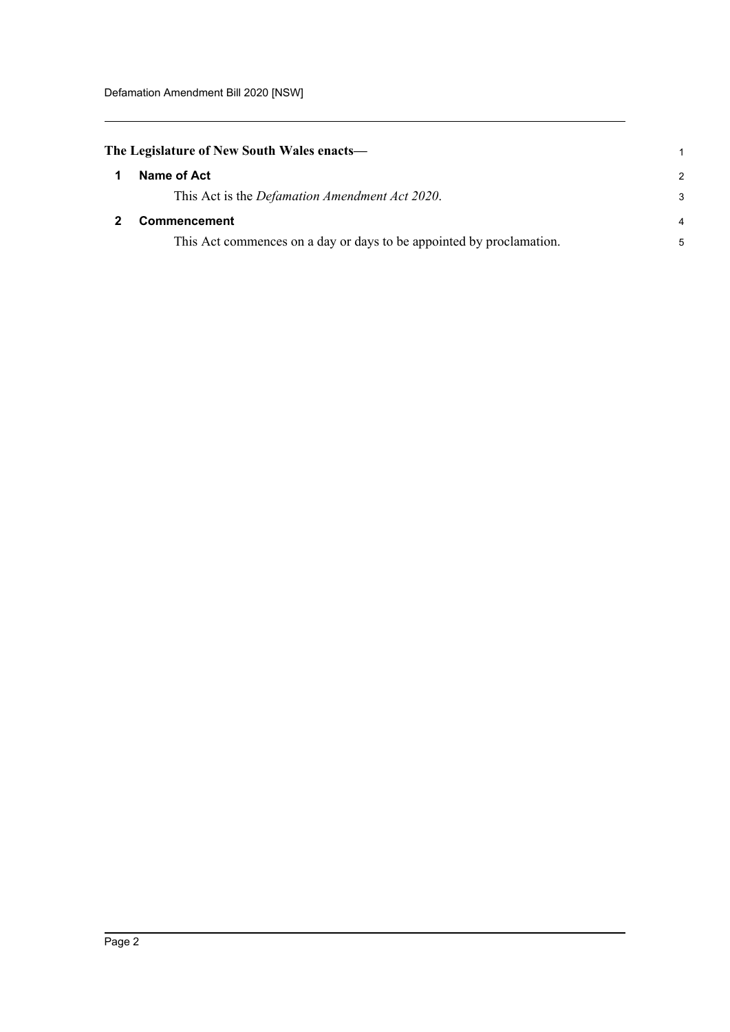**The Legislature of New South Wales enacts—**

## 1 Name of Act

This Act is the *Defamation Amendment Act 2020*.

## 2 Commencement

This Act commences on a day or days to be appointed by proclamation.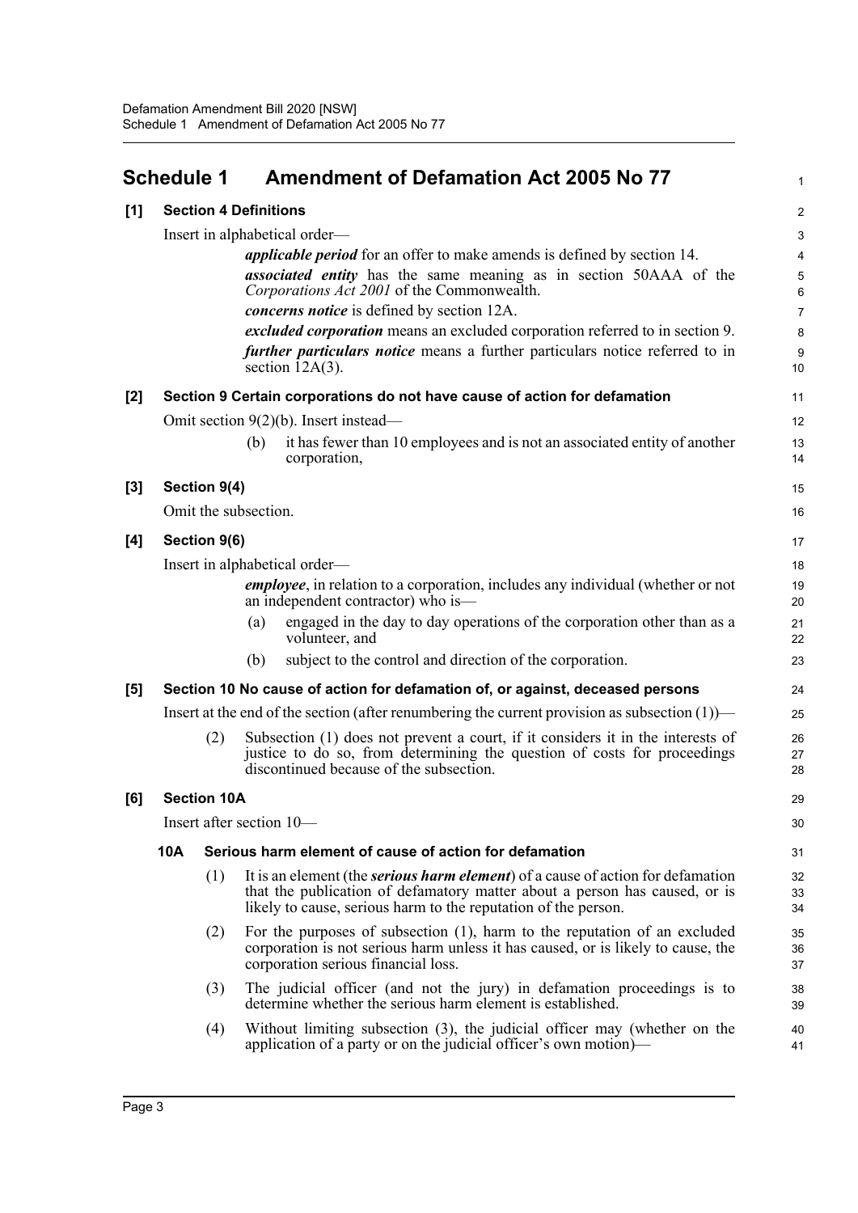## Schedule 1 Amendment of Defamation Act 2005 No 77

### [1] Section 4 Definitions

Insert in alphabetical order—

> ***applicable period*** for an offer to make amends is defined by section 14.
>
> ***associated entity*** has the same meaning as in section 50AAA of the *Corporations Act 2001* of the Commonwealth.
>
> ***concerns notice*** is defined by section 12A.
>
> ***excluded corporation*** means an excluded corporation referred to in section 9.
>
> ***further particulars notice*** means a further particulars notice referred to in section 12A(3).

### [2] Section 9 Certain corporations do not have cause of action for defamation

Omit section 9(2)(b). Insert instead—

> (b) it has fewer than 10 employees and is not an associated entity of another corporation,

### [3] Section 9(4)

Omit the subsection.

### [4] Section 9(6)

Insert in alphabetical order—

> ***employee***, in relation to a corporation, includes any individual (whether or not an independent contractor) who is—
>
> (a) engaged in the day to day operations of the corporation other than as a volunteer, and
>
> (b) subject to the control and direction of the corporation.

### [5] Section 10 No cause of action for defamation of, or against, deceased persons

Insert at the end of the section (after renumbering the current provision as subsection (1))—

> (2) Subsection (1) does not prevent a court, if it considers it in the interests of justice to do so, from determining the question of costs for proceedings discontinued because of the subsection.

### [6] Section 10A

Insert after section 10—

#### 10A Serious harm element of cause of action for defamation

(1) It is an element (the ***serious harm element***) of a cause of action for defamation that the publication of defamatory matter about a person has caused, or is likely to cause, serious harm to the reputation of the person.

(2) For the purposes of subsection (1), harm to the reputation of an excluded corporation is not serious harm unless it has caused, or is likely to cause, the corporation serious financial loss.

(3) The judicial officer (and not the jury) in defamation proceedings is to determine whether the serious harm element is established.

(4) Without limiting subsection (3), the judicial officer may (whether on the application of a party or on the judicial officer's own motion)—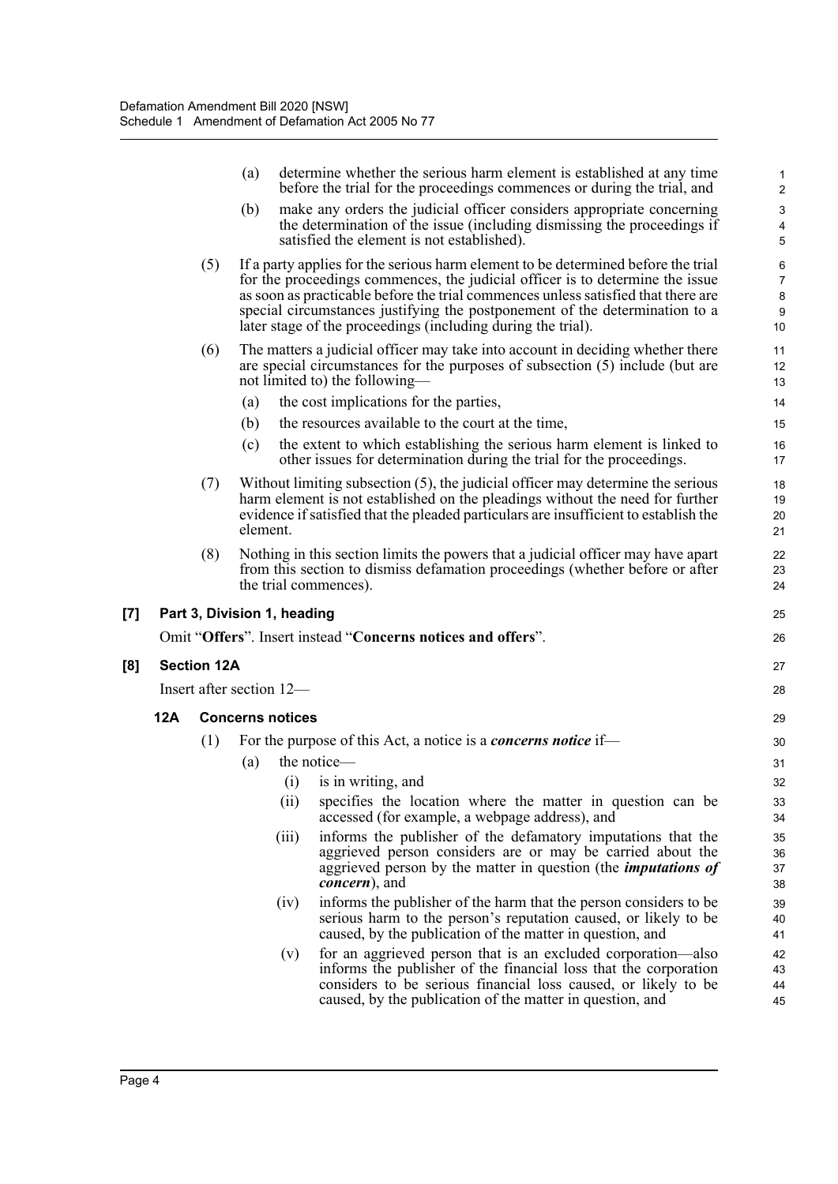(a) determine whether the serious harm element is established at any time before the trial for the proceedings commences or during the trial, and

(b) make any orders the judicial officer considers appropriate concerning the determination of the issue (including dismissing the proceedings if satisfied the element is not established).

(5) If a party applies for the serious harm element to be determined before the trial for the proceedings commences, the judicial officer is to determine the issue as soon as practicable before the trial commences unless satisfied that there are special circumstances justifying the postponement of the determination to a later stage of the proceedings (including during the trial).

(6) The matters a judicial officer may take into account in deciding whether there are special circumstances for the purposes of subsection (5) include (but are not limited to) the following—

(a) the cost implications for the parties,

(b) the resources available to the court at the time,

(c) the extent to which establishing the serious harm element is linked to other issues for determination during the trial for the proceedings.

(7) Without limiting subsection (5), the judicial officer may determine the serious harm element is not established on the pleadings without the need for further evidence if satisfied that the pleaded particulars are insufficient to establish the element.

(8) Nothing in this section limits the powers that a judicial officer may have apart from this section to dismiss defamation proceedings (whether before or after the trial commences).

**[7] Part 3, Division 1, heading**

Omit "**Offers**". Insert instead "**Concerns notices and offers**".

**[8] Section 12A**

Insert after section 12—

**12A Concerns notices**

(1) For the purpose of this Act, a notice is a ***concerns notice*** if—

(a) the notice—

(i) is in writing, and

(ii) specifies the location where the matter in question can be accessed (for example, a webpage address), and

(iii) informs the publisher of the defamatory imputations that the aggrieved person considers are or may be carried about the aggrieved person by the matter in question (the ***imputations of concern***), and

(iv) informs the publisher of the harm that the person considers to be serious harm to the person's reputation caused, or likely to be caused, by the publication of the matter in question, and

(v) for an aggrieved person that is an excluded corporation—also informs the publisher of the financial loss that the corporation considers to be serious financial loss caused, or likely to be caused, by the publication of the matter in question, and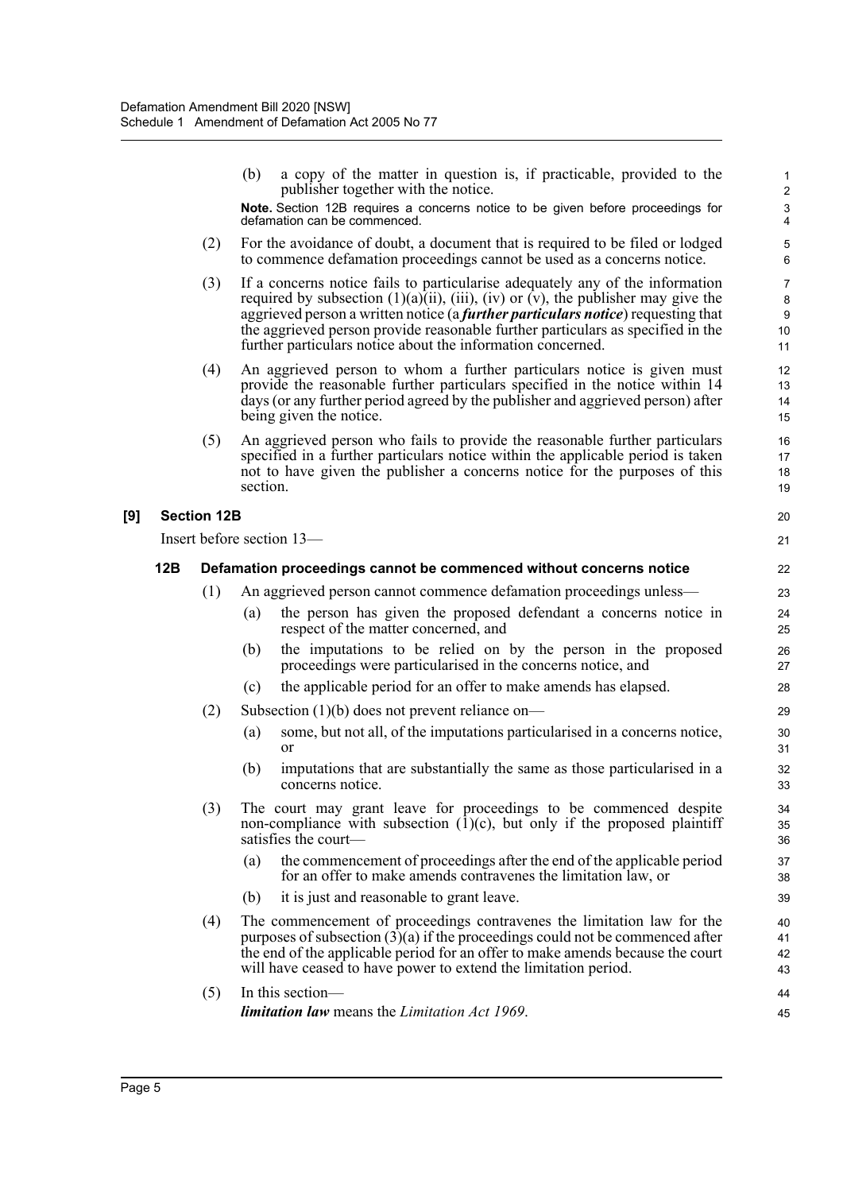(b) a copy of the matter in question is, if practicable, provided to the publisher together with the notice.

**Note.** Section 12B requires a concerns notice to be given before proceedings for defamation can be commenced.

(2) For the avoidance of doubt, a document that is required to be filed or lodged to commence defamation proceedings cannot be used as a concerns notice.

(3) If a concerns notice fails to particularise adequately any of the information required by subsection (1)(a)(ii), (iii), (iv) or (v), the publisher may give the aggrieved person a written notice (a ***further particulars notice***) requesting that the aggrieved person provide reasonable further particulars as specified in the further particulars notice about the information concerned.

(4) An aggrieved person to whom a further particulars notice is given must provide the reasonable further particulars specified in the notice within 14 days (or any further period agreed by the publisher and aggrieved person) after being given the notice.

(5) An aggrieved person who fails to provide the reasonable further particulars specified in a further particulars notice within the applicable period is taken not to have given the publisher a concerns notice for the purposes of this section.

**[9] Section 12B**

Insert before section 13—

**12B Defamation proceedings cannot be commenced without concerns notice**

(1) An aggrieved person cannot commence defamation proceedings unless—

(a) the person has given the proposed defendant a concerns notice in respect of the matter concerned, and

(b) the imputations to be relied on by the person in the proposed proceedings were particularised in the concerns notice, and

(c) the applicable period for an offer to make amends has elapsed.

(2) Subsection (1)(b) does not prevent reliance on—

(a) some, but not all, of the imputations particularised in a concerns notice, or

(b) imputations that are substantially the same as those particularised in a concerns notice.

(3) The court may grant leave for proceedings to be commenced despite non-compliance with subsection (1)(c), but only if the proposed plaintiff satisfies the court—

(a) the commencement of proceedings after the end of the applicable period for an offer to make amends contravenes the limitation law, or

(b) it is just and reasonable to grant leave.

(4) The commencement of proceedings contravenes the limitation law for the purposes of subsection (3)(a) if the proceedings could not be commenced after the end of the applicable period for an offer to make amends because the court will have ceased to have power to extend the limitation period.

(5) In this section—

***limitation law*** means the *Limitation Act 1969*.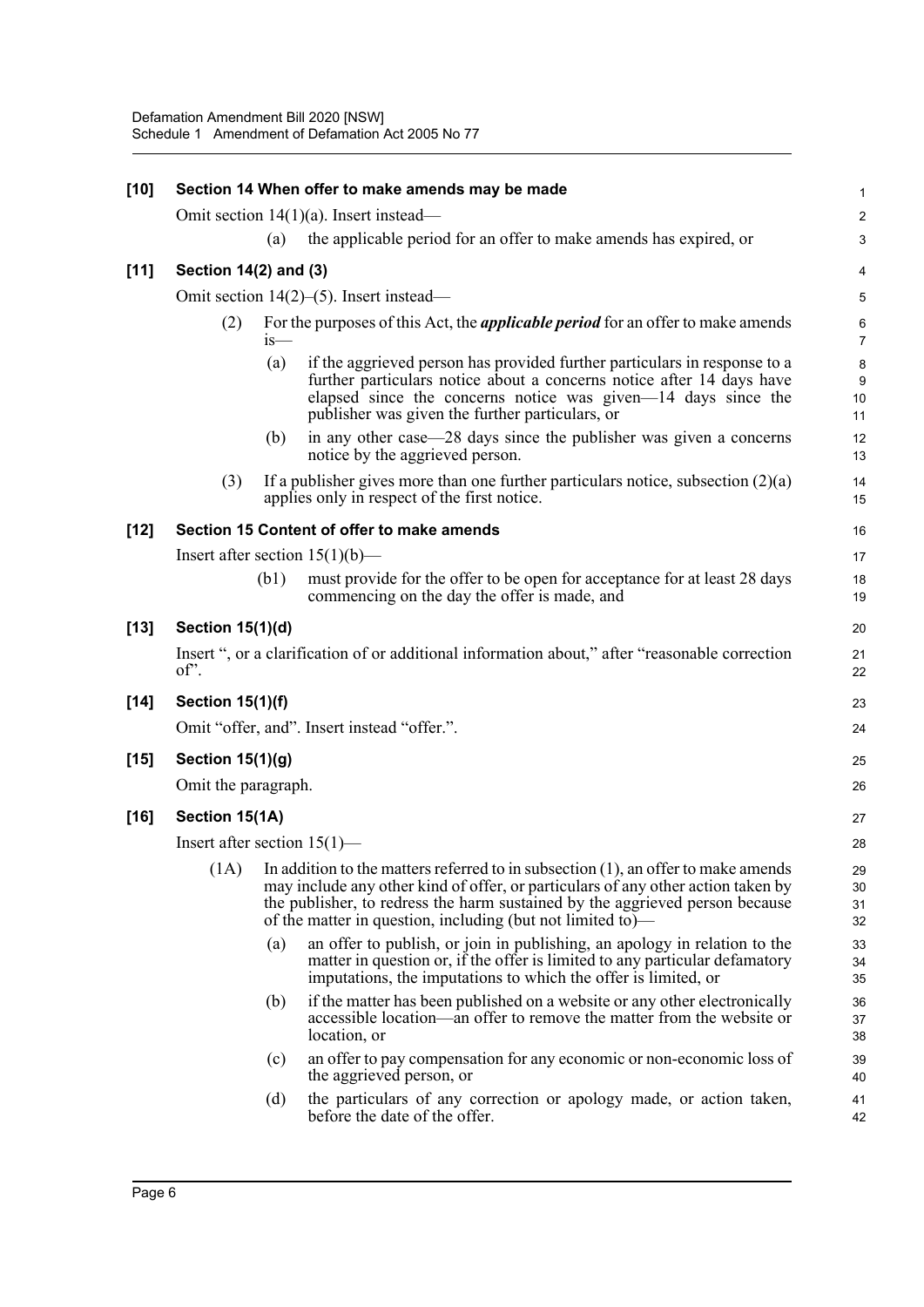**[10] Section 14 When offer to make amends may be made**

Omit section 14(1)(a). Insert instead—

(a) the applicable period for an offer to make amends has expired, or

**[11] Section 14(2) and (3)**

Omit section 14(2)–(5). Insert instead—

(2) For the purposes of this Act, the ***applicable period*** for an offer to make amends is—

(a) if the aggrieved person has provided further particulars in response to a further particulars notice about a concerns notice after 14 days have elapsed since the concerns notice was given—14 days since the publisher was given the further particulars, or

(b) in any other case—28 days since the publisher was given a concerns notice by the aggrieved person.

(3) If a publisher gives more than one further particulars notice, subsection (2)(a) applies only in respect of the first notice.

**[12] Section 15 Content of offer to make amends**

Insert after section 15(1)(b)—

(b1) must provide for the offer to be open for acceptance for at least 28 days commencing on the day the offer is made, and

**[13] Section 15(1)(d)**

Insert ", or a clarification of or additional information about," after "reasonable correction of".

**[14] Section 15(1)(f)**

Omit "offer, and". Insert instead "offer.".

**[15] Section 15(1)(g)**

Omit the paragraph.

**[16] Section 15(1A)**

Insert after section 15(1)—

(1A) In addition to the matters referred to in subsection (1), an offer to make amends may include any other kind of offer, or particulars of any other action taken by the publisher, to redress the harm sustained by the aggrieved person because of the matter in question, including (but not limited to)—

(a) an offer to publish, or join in publishing, an apology in relation to the matter in question or, if the offer is limited to any particular defamatory imputations, the imputations to which the offer is limited, or

(b) if the matter has been published on a website or any other electronically accessible location—an offer to remove the matter from the website or location, or

(c) an offer to pay compensation for any economic or non-economic loss of the aggrieved person, or

(d) the particulars of any correction or apology made, or action taken, before the date of the offer.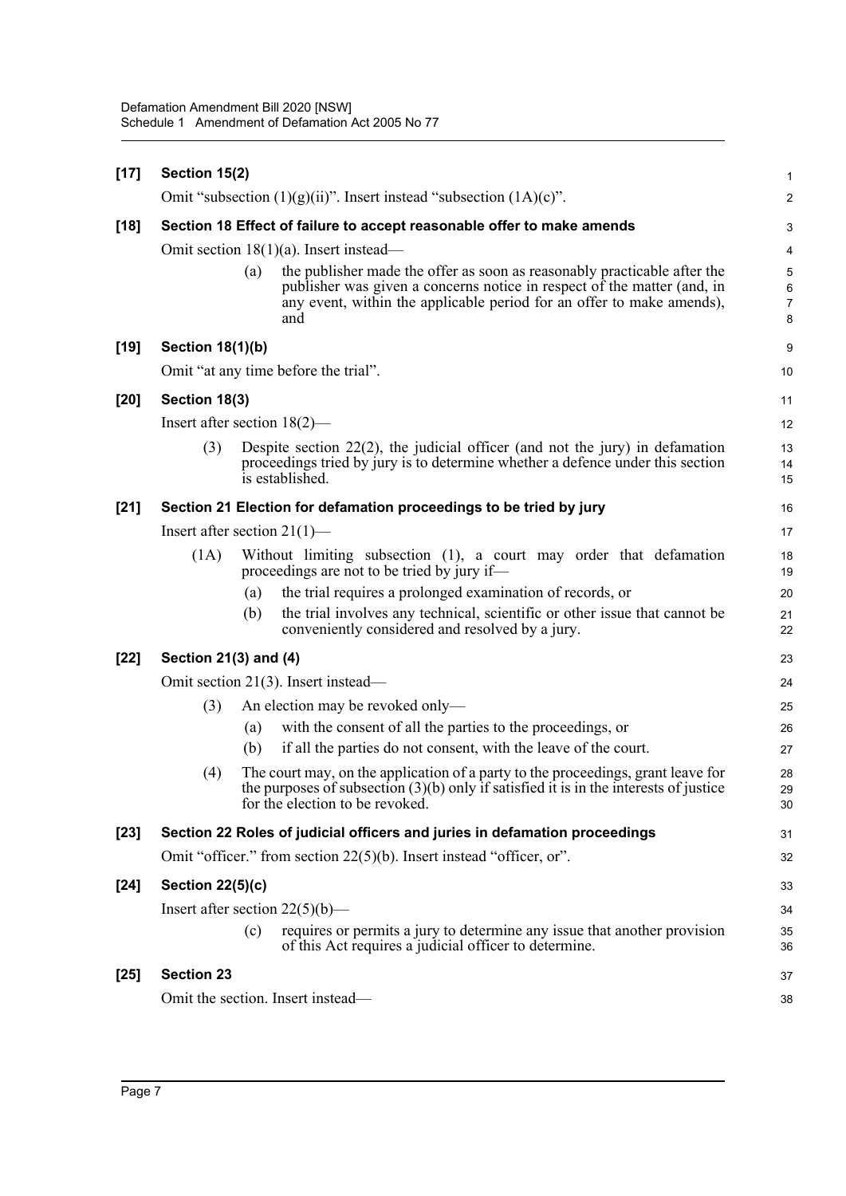**[17] Section 15(2)**

Omit "subsection (1)(g)(ii)". Insert instead "subsection (1A)(c)".

**[18] Section 18 Effect of failure to accept reasonable offer to make amends**

Omit section 18(1)(a). Insert instead—

(a) the publisher made the offer as soon as reasonably practicable after the publisher was given a concerns notice in respect of the matter (and, in any event, within the applicable period for an offer to make amends), and

**[19] Section 18(1)(b)**

Omit "at any time before the trial".

**[20] Section 18(3)**

Insert after section 18(2)—

(3) Despite section 22(2), the judicial officer (and not the jury) in defamation proceedings tried by jury is to determine whether a defence under this section is established.

**[21] Section 21 Election for defamation proceedings to be tried by jury**

Insert after section 21(1)—

(1A) Without limiting subsection (1), a court may order that defamation proceedings are not to be tried by jury if—

(a) the trial requires a prolonged examination of records, or

(b) the trial involves any technical, scientific or other issue that cannot be conveniently considered and resolved by a jury.

**[22] Section 21(3) and (4)**

Omit section 21(3). Insert instead—

(3) An election may be revoked only—

(a) with the consent of all the parties to the proceedings, or

(b) if all the parties do not consent, with the leave of the court.

(4) The court may, on the application of a party to the proceedings, grant leave for the purposes of subsection (3)(b) only if satisfied it is in the interests of justice for the election to be revoked.

**[23] Section 22 Roles of judicial officers and juries in defamation proceedings**

Omit "officer." from section 22(5)(b). Insert instead "officer, or".

**[24] Section 22(5)(c)**

Insert after section 22(5)(b)—

(c) requires or permits a jury to determine any issue that another provision of this Act requires a judicial officer to determine.

**[25] Section 23**

Omit the section. Insert instead—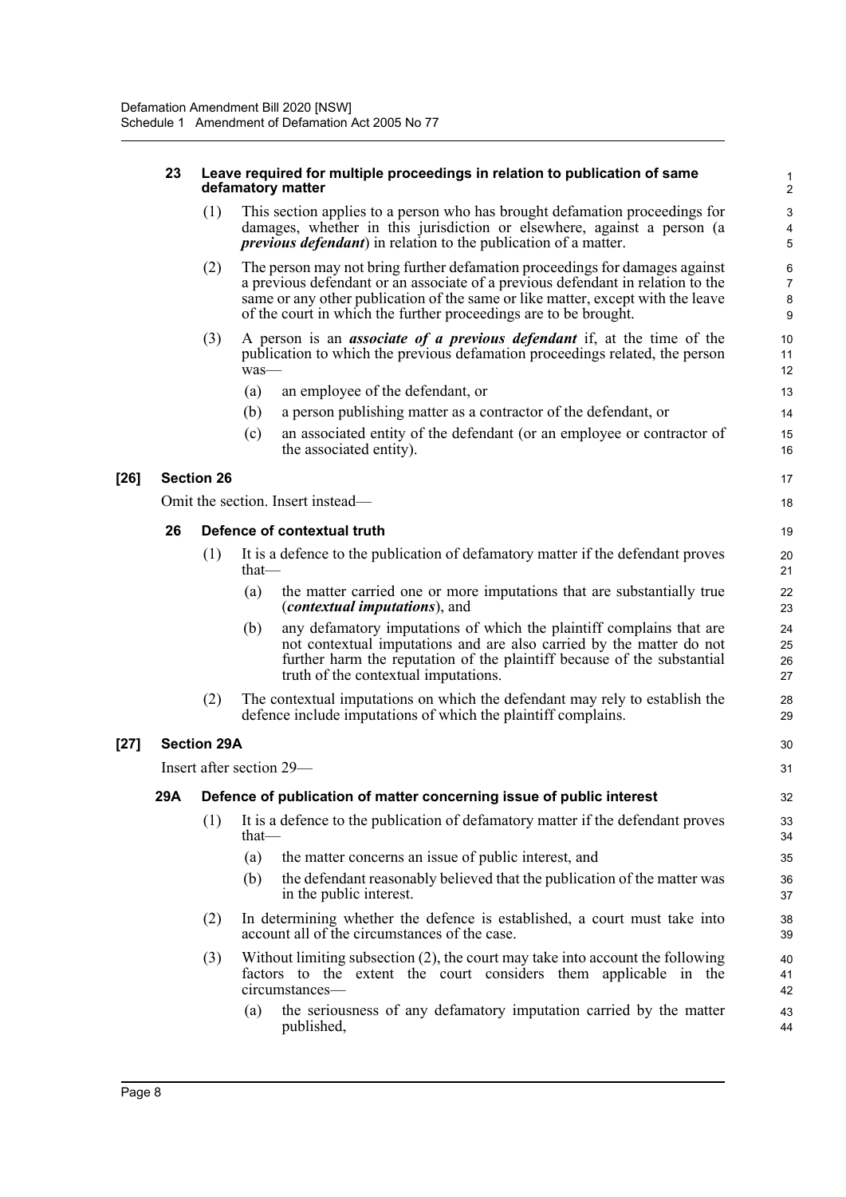### 23 Leave required for multiple proceedings in relation to publication of same defamatory matter

(1) This section applies to a person who has brought defamation proceedings for damages, whether in this jurisdiction or elsewhere, against a person (a ***previous defendant***) in relation to the publication of a matter.

(2) The person may not bring further defamation proceedings for damages against a previous defendant or an associate of a previous defendant in relation to the same or any other publication of the same or like matter, except with the leave of the court in which the further proceedings are to be brought.

(3) A person is an ***associate of a previous defendant*** if, at the time of the publication to which the previous defamation proceedings related, the person was—

(a) an employee of the defendant, or

(b) a person publishing matter as a contractor of the defendant, or

(c) an associated entity of the defendant (or an employee or contractor of the associated entity).

## [26] Section 26

Omit the section. Insert instead—

### 26 Defence of contextual truth

(1) It is a defence to the publication of defamatory matter if the defendant proves that—

(a) the matter carried one or more imputations that are substantially true (***contextual imputations***), and

(b) any defamatory imputations of which the plaintiff complains that are not contextual imputations and are also carried by the matter do not further harm the reputation of the plaintiff because of the substantial truth of the contextual imputations.

(2) The contextual imputations on which the defendant may rely to establish the defence include imputations of which the plaintiff complains.

## [27] Section 29A

Insert after section 29—

### 29A Defence of publication of matter concerning issue of public interest

(1) It is a defence to the publication of defamatory matter if the defendant proves that—

(a) the matter concerns an issue of public interest, and

(b) the defendant reasonably believed that the publication of the matter was in the public interest.

(2) In determining whether the defence is established, a court must take into account all of the circumstances of the case.

(3) Without limiting subsection (2), the court may take into account the following factors to the extent the court considers them applicable in the circumstances—

(a) the seriousness of any defamatory imputation carried by the matter published,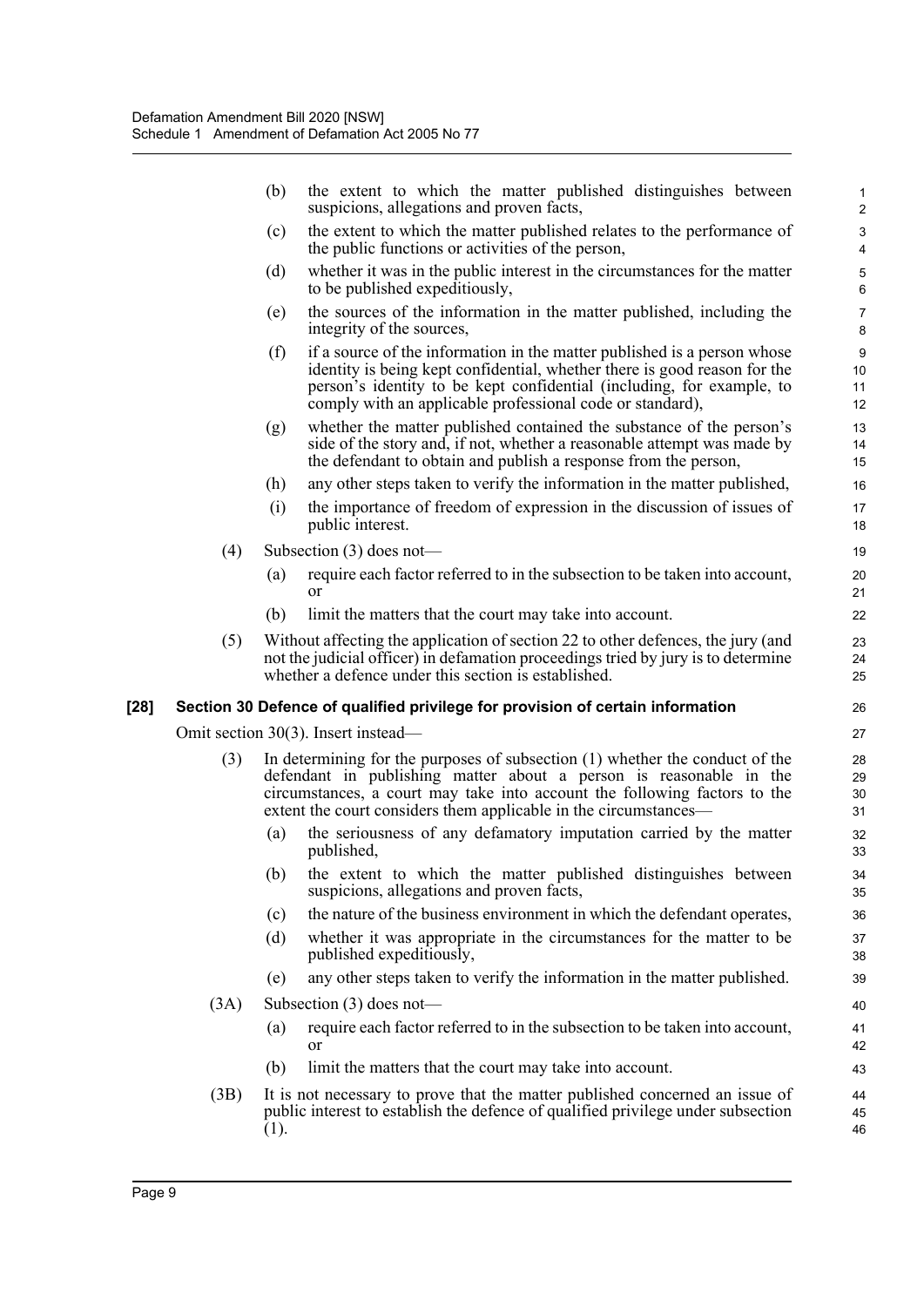(b) the extent to which the matter published distinguishes between suspicions, allegations and proven facts,

(c) the extent to which the matter published relates to the performance of the public functions or activities of the person,

(d) whether it was in the public interest in the circumstances for the matter to be published expeditiously,

(e) the sources of the information in the matter published, including the integrity of the sources,

(f) if a source of the information in the matter published is a person whose identity is being kept confidential, whether there is good reason for the person's identity to be kept confidential (including, for example, to comply with an applicable professional code or standard),

(g) whether the matter published contained the substance of the person's side of the story and, if not, whether a reasonable attempt was made by the defendant to obtain and publish a response from the person,

(h) any other steps taken to verify the information in the matter published,

(i) the importance of freedom of expression in the discussion of issues of public interest.

(4) Subsection (3) does not—

(a) require each factor referred to in the subsection to be taken into account, or

(b) limit the matters that the court may take into account.

(5) Without affecting the application of section 22 to other defences, the jury (and not the judicial officer) in defamation proceedings tried by jury is to determine whether a defence under this section is established.

**[28] Section 30 Defence of qualified privilege for provision of certain information**

Omit section 30(3). Insert instead—

(3) In determining for the purposes of subsection (1) whether the conduct of the defendant in publishing matter about a person is reasonable in the circumstances, a court may take into account the following factors to the extent the court considers them applicable in the circumstances—

(a) the seriousness of any defamatory imputation carried by the matter published,

(b) the extent to which the matter published distinguishes between suspicions, allegations and proven facts,

(c) the nature of the business environment in which the defendant operates,

(d) whether it was appropriate in the circumstances for the matter to be published expeditiously,

(e) any other steps taken to verify the information in the matter published.

(3A) Subsection (3) does not—

(a) require each factor referred to in the subsection to be taken into account, or

(b) limit the matters that the court may take into account.

(3B) It is not necessary to prove that the matter published concerned an issue of public interest to establish the defence of qualified privilege under subsection (1).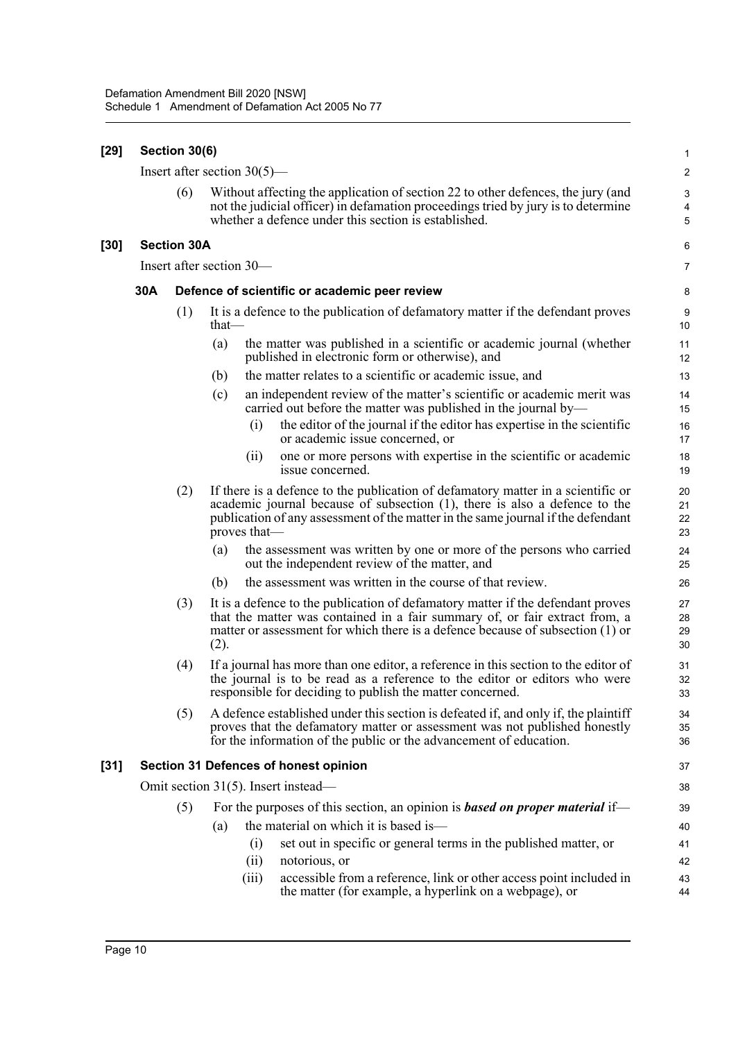**[29] Section 30(6)**

Insert after section 30(5)—

(6) Without affecting the application of section 22 to other defences, the jury (and not the judicial officer) in defamation proceedings tried by jury is to determine whether a defence under this section is established.

**[30] Section 30A**

Insert after section 30—

**30A Defence of scientific or academic peer review**

(1) It is a defence to the publication of defamatory matter if the defendant proves that—

(a) the matter was published in a scientific or academic journal (whether published in electronic form or otherwise), and

(b) the matter relates to a scientific or academic issue, and

(c) an independent review of the matter's scientific or academic merit was carried out before the matter was published in the journal by—

(i) the editor of the journal if the editor has expertise in the scientific or academic issue concerned, or

(ii) one or more persons with expertise in the scientific or academic issue concerned.

(2) If there is a defence to the publication of defamatory matter in a scientific or academic journal because of subsection (1), there is also a defence to the publication of any assessment of the matter in the same journal if the defendant proves that—

(a) the assessment was written by one or more of the persons who carried out the independent review of the matter, and

(b) the assessment was written in the course of that review.

(3) It is a defence to the publication of defamatory matter if the defendant proves that the matter was contained in a fair summary of, or fair extract from, a matter or assessment for which there is a defence because of subsection (1) or (2).

(4) If a journal has more than one editor, a reference in this section to the editor of the journal is to be read as a reference to the editor or editors who were responsible for deciding to publish the matter concerned.

(5) A defence established under this section is defeated if, and only if, the plaintiff proves that the defamatory matter or assessment was not published honestly for the information of the public or the advancement of education.

**[31] Section 31 Defences of honest opinion**

Omit section 31(5). Insert instead—

(5) For the purposes of this section, an opinion is ***based on proper material*** if—

(a) the material on which it is based is—

(i) set out in specific or general terms in the published matter, or

(ii) notorious, or

(iii) accessible from a reference, link or other access point included in the matter (for example, a hyperlink on a webpage), or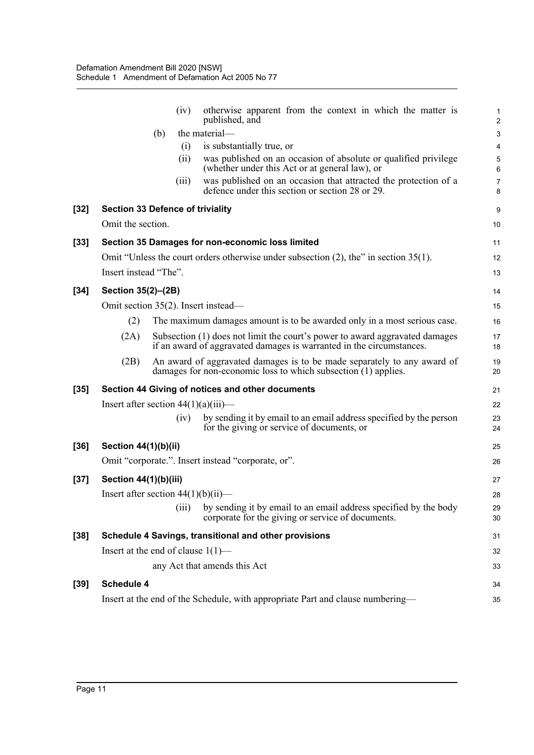(iv) otherwise apparent from the context in which the matter is published, and

(b) the material—

(i) is substantially true, or

(ii) was published on an occasion of absolute or qualified privilege (whether under this Act or at general law), or

(iii) was published on an occasion that attracted the protection of a defence under this section or section 28 or 29.

**[32] Section 33 Defence of triviality**

Omit the section.

**[33] Section 35 Damages for non-economic loss limited**

Omit "Unless the court orders otherwise under subsection (2), the" in section 35(1).

Insert instead "The".

**[34] Section 35(2)–(2B)**

Omit section 35(2). Insert instead—

(2) The maximum damages amount is to be awarded only in a most serious case.

(2A) Subsection (1) does not limit the court's power to award aggravated damages if an award of aggravated damages is warranted in the circumstances.

(2B) An award of aggravated damages is to be made separately to any award of damages for non-economic loss to which subsection (1) applies.

**[35] Section 44 Giving of notices and other documents**

Insert after section 44(1)(a)(iii)—

(iv) by sending it by email to an email address specified by the person for the giving or service of documents, or

**[36] Section 44(1)(b)(ii)**

Omit "corporate.". Insert instead "corporate, or".

**[37] Section 44(1)(b)(iii)**

Insert after section 44(1)(b)(ii)—

(iii) by sending it by email to an email address specified by the body corporate for the giving or service of documents.

**[38] Schedule 4 Savings, transitional and other provisions**

Insert at the end of clause 1(1)—

any Act that amends this Act

**[39] Schedule 4**

Insert at the end of the Schedule, with appropriate Part and clause numbering—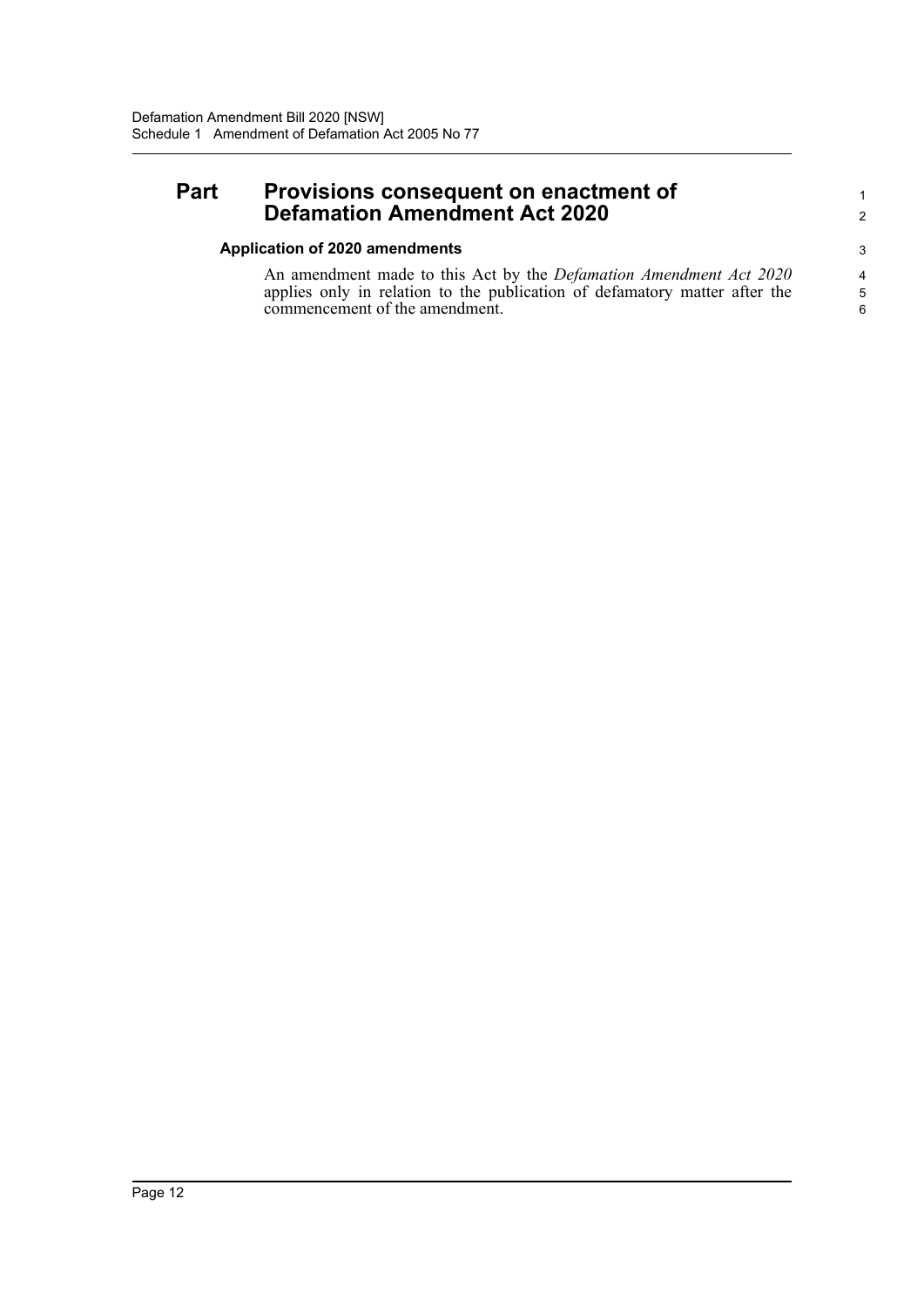## Part Provisions consequent on enactment of Defamation Amendment Act 2020

### Application of 2020 amendments

An amendment made to this Act by the *Defamation Amendment Act 2020* applies only in relation to the publication of defamatory matter after the commencement of the amendment.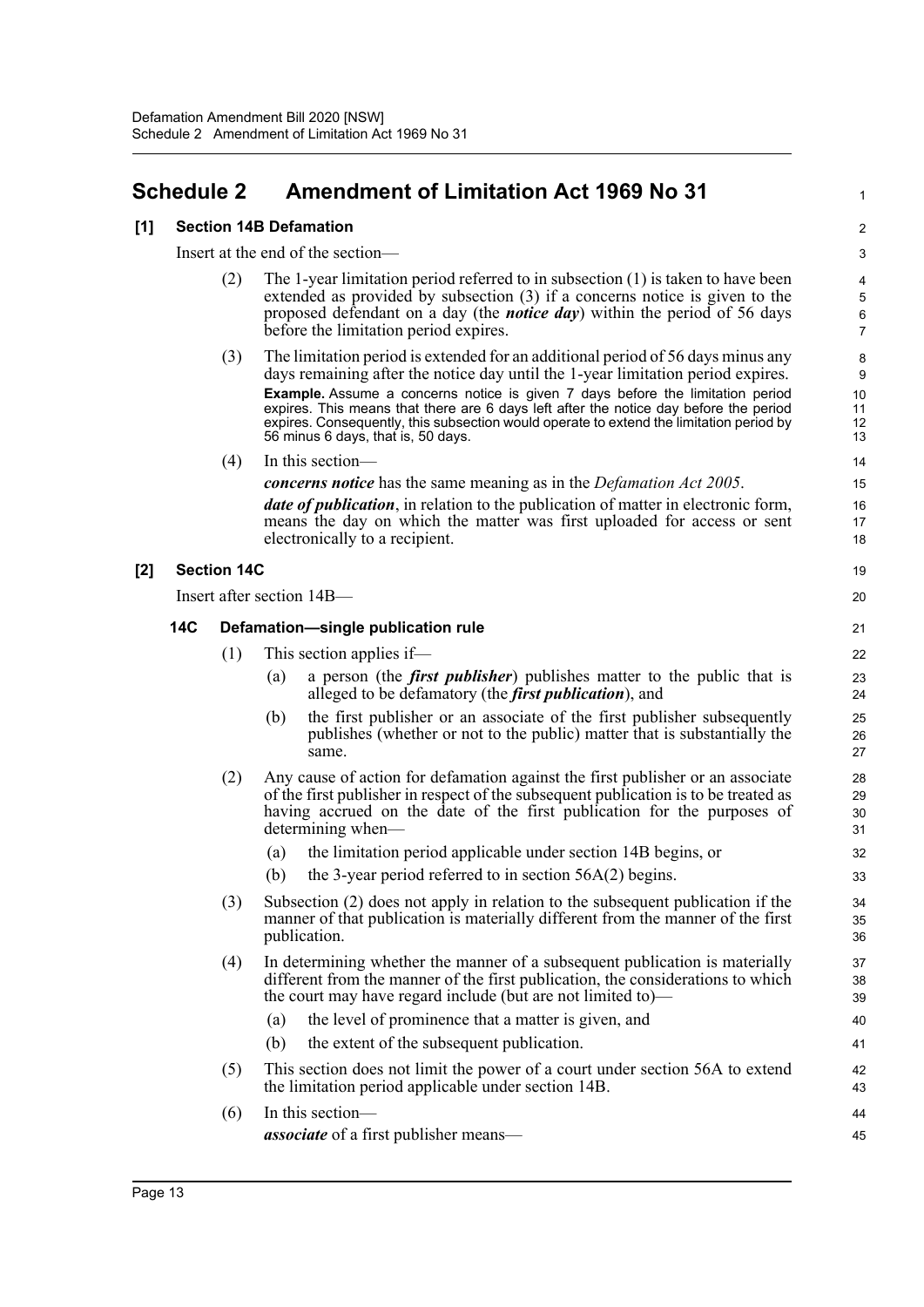## Schedule 2 Amendment of Limitation Act 1969 No 31

### [1] Section 14B Defamation

Insert at the end of the section—

(2) The 1-year limitation period referred to in subsection (1) is taken to have been extended as provided by subsection (3) if a concerns notice is given to the proposed defendant on a day (the ***notice day***) within the period of 56 days before the limitation period expires.

(3) The limitation period is extended for an additional period of 56 days minus any days remaining after the notice day until the 1-year limitation period expires.

**Example.** Assume a concerns notice is given 7 days before the limitation period expires. This means that there are 6 days left after the notice day before the period expires. Consequently, this subsection would operate to extend the limitation period by 56 minus 6 days, that is, 50 days.

(4) In this section—

***concerns notice*** has the same meaning as in the *Defamation Act 2005*.

***date of publication***, in relation to the publication of matter in electronic form, means the day on which the matter was first uploaded for access or sent electronically to a recipient.

### [2] Section 14C

Insert after section 14B—

#### 14C Defamation—single publication rule

(1) This section applies if—

(a) a person (the ***first publisher***) publishes matter to the public that is alleged to be defamatory (the ***first publication***), and

(b) the first publisher or an associate of the first publisher subsequently publishes (whether or not to the public) matter that is substantially the same.

(2) Any cause of action for defamation against the first publisher or an associate of the first publisher in respect of the subsequent publication is to be treated as having accrued on the date of the first publication for the purposes of determining when—

(a) the limitation period applicable under section 14B begins, or

(b) the 3-year period referred to in section 56A(2) begins.

(3) Subsection (2) does not apply in relation to the subsequent publication if the manner of that publication is materially different from the manner of the first publication.

(4) In determining whether the manner of a subsequent publication is materially different from the manner of the first publication, the considerations to which the court may have regard include (but are not limited to)—

(a) the level of prominence that a matter is given, and

(b) the extent of the subsequent publication.

(5) This section does not limit the power of a court under section 56A to extend the limitation period applicable under section 14B.

(6) In this section—

***associate*** of a first publisher means—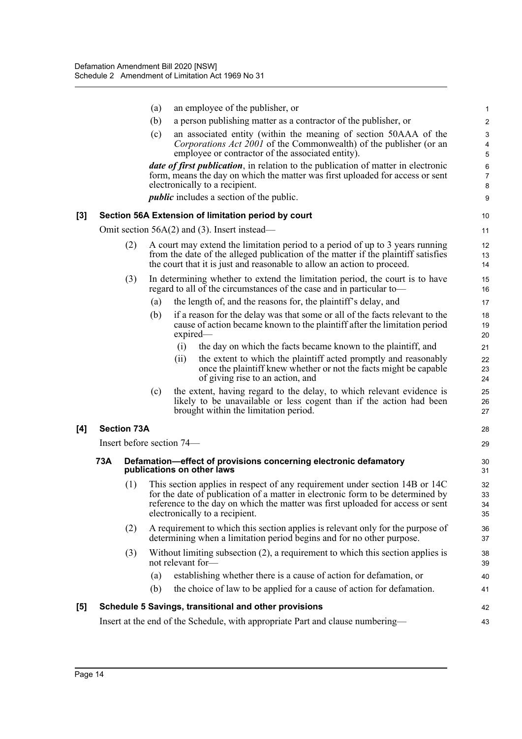(a) an employee of the publisher, or

(b) a person publishing matter as a contractor of the publisher, or

(c) an associated entity (within the meaning of section 50AAA of the *Corporations Act 2001* of the Commonwealth) of the publisher (or an employee or contractor of the associated entity).

***date of first publication***, in relation to the publication of matter in electronic form, means the day on which the matter was first uploaded for access or sent electronically to a recipient.

***public*** includes a section of the public.

**[3] Section 56A Extension of limitation period by court**

Omit section 56A(2) and (3). Insert instead—

(2) A court may extend the limitation period to a period of up to 3 years running from the date of the alleged publication of the matter if the plaintiff satisfies the court that it is just and reasonable to allow an action to proceed.

(3) In determining whether to extend the limitation period, the court is to have regard to all of the circumstances of the case and in particular to—

(a) the length of, and the reasons for, the plaintiff's delay, and

(b) if a reason for the delay was that some or all of the facts relevant to the cause of action became known to the plaintiff after the limitation period expired—

(i) the day on which the facts became known to the plaintiff, and

(ii) the extent to which the plaintiff acted promptly and reasonably once the plaintiff knew whether or not the facts might be capable of giving rise to an action, and

(c) the extent, having regard to the delay, to which relevant evidence is likely to be unavailable or less cogent than if the action had been brought within the limitation period.

**[4] Section 73A**

Insert before section 74—

**73A Defamation—effect of provisions concerning electronic defamatory publications on other laws**

(1) This section applies in respect of any requirement under section 14B or 14C for the date of publication of a matter in electronic form to be determined by reference to the day on which the matter was first uploaded for access or sent electronically to a recipient.

(2) A requirement to which this section applies is relevant only for the purpose of determining when a limitation period begins and for no other purpose.

(3) Without limiting subsection (2), a requirement to which this section applies is not relevant for—

(a) establishing whether there is a cause of action for defamation, or

(b) the choice of law to be applied for a cause of action for defamation.

**[5] Schedule 5 Savings, transitional and other provisions**

Insert at the end of the Schedule, with appropriate Part and clause numbering—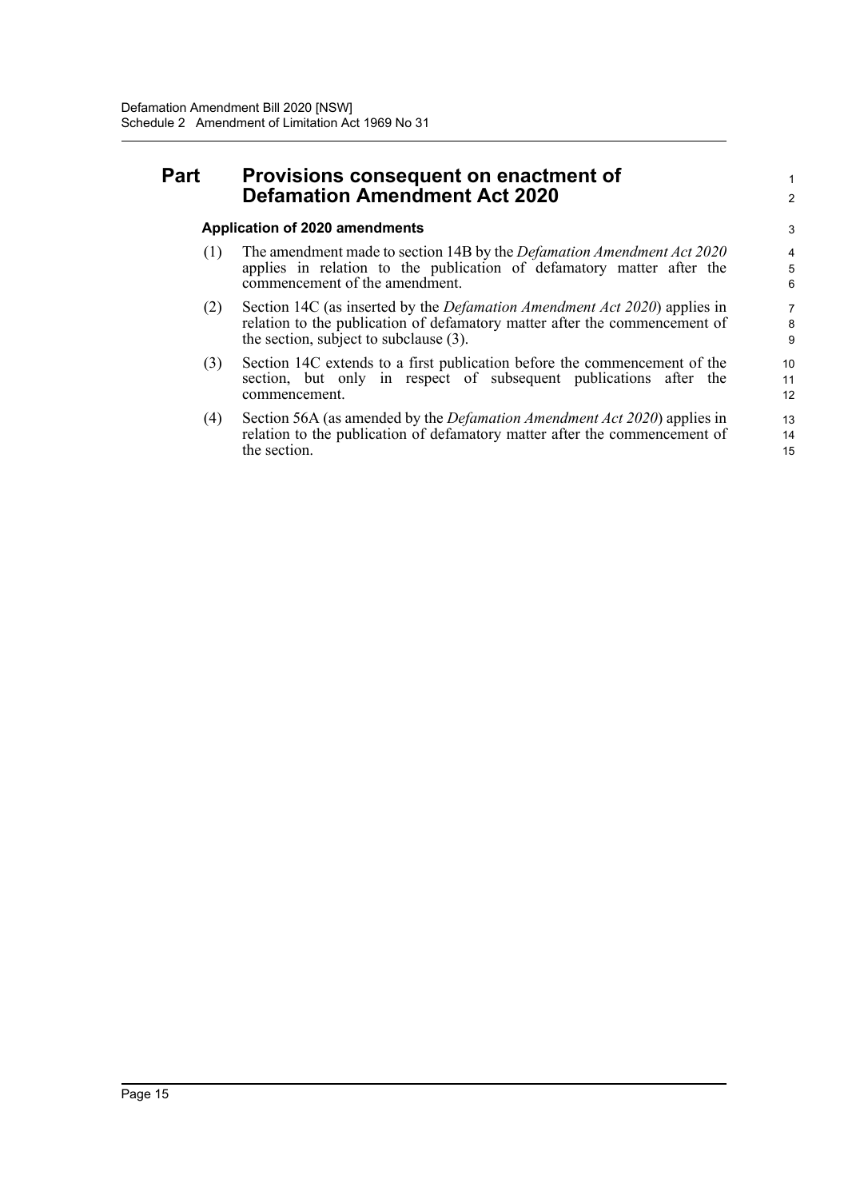## Part Provisions consequent on enactment of Defamation Amendment Act 2020

### Application of 2020 amendments

(1) The amendment made to section 14B by the *Defamation Amendment Act 2020* applies in relation to the publication of defamatory matter after the commencement of the amendment.

(2) Section 14C (as inserted by the *Defamation Amendment Act 2020*) applies in relation to the publication of defamatory matter after the commencement of the section, subject to subclause (3).

(3) Section 14C extends to a first publication before the commencement of the section, but only in respect of subsequent publications after the commencement.

(4) Section 56A (as amended by the *Defamation Amendment Act 2020*) applies in relation to the publication of defamatory matter after the commencement of the section.